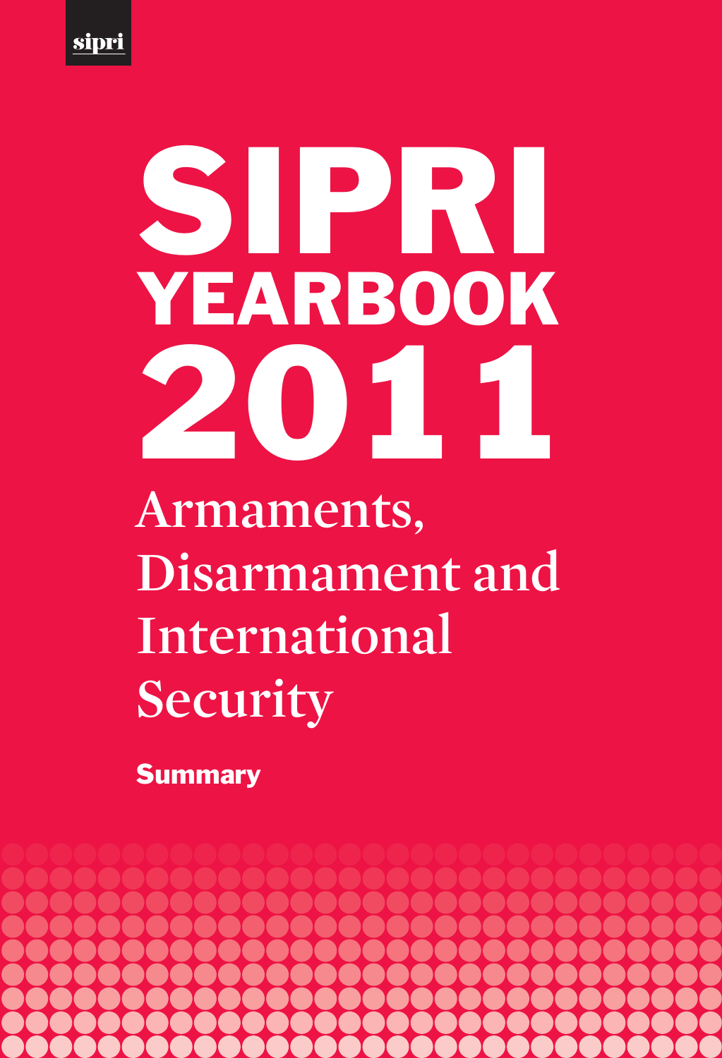sipri

# SIPRI YEARBOOK 2011

## Armaments, Disarmament and International Security

**Summary**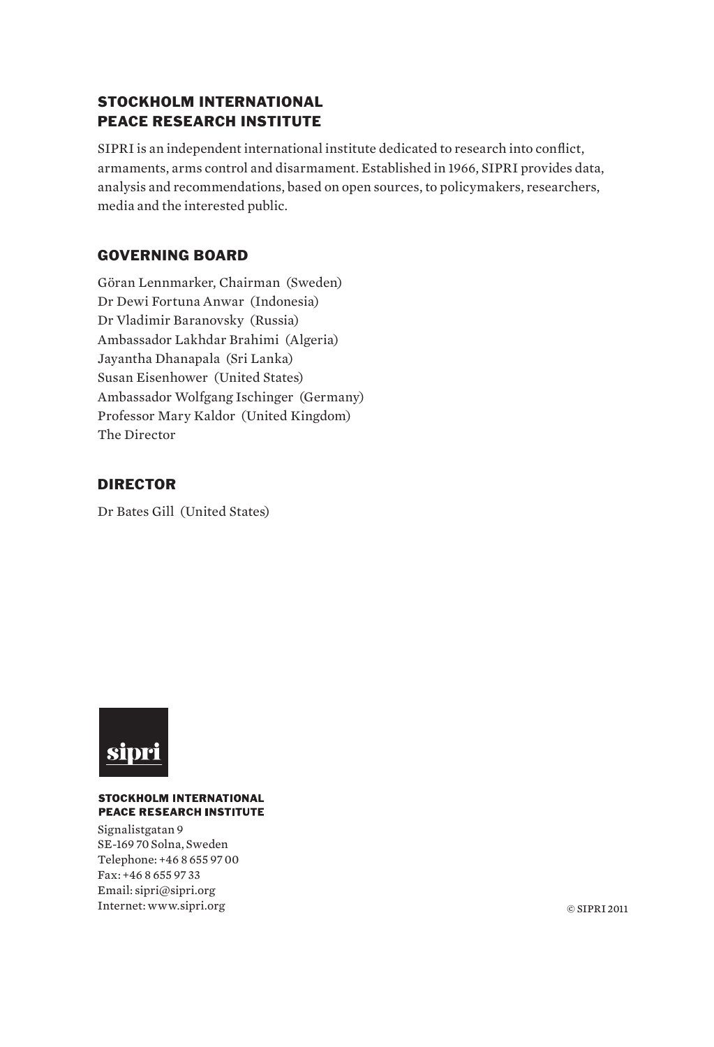## STOCKHOLM INTERNATIONAL PEACE RESEARCH INSTITUTE

SIPRI is an independent international institute dedicated to research into conflict, armaments, arms control and disarmament. Established in 1966, SIPRI provides data, analysis and recommendations, based on open sources, to policymakers, researchers, media and the interested public.

## GOVERNING BOARD

Göran Lennmarker, Chairman (Sweden)
Dr Dewi Fortuna Anwar (Indonesia)
Dr Vladimir Baranovsky (Russia)
Ambassador Lakhdar Brahimi (Algeria)
Jayantha Dhanapala (Sri Lanka)
Susan Eisenhower (United States)
Ambassador Wolfgang Ischinger (Germany)
Professor Mary Kaldor (United Kingdom)
The Director

## DIRECTOR

Dr Bates Gill (United States)

sipri

**STOCKHOLM INTERNATIONAL PEACE RESEARCH INSTITUTE**

Signalistgatan 9
SE-169 70 Solna, Sweden
Telephone: +46 8 655 97 00
Fax: +46 8 655 97 33
Email: sipri@sipri.org
Internet: www.sipri.org

© SIPRI 2011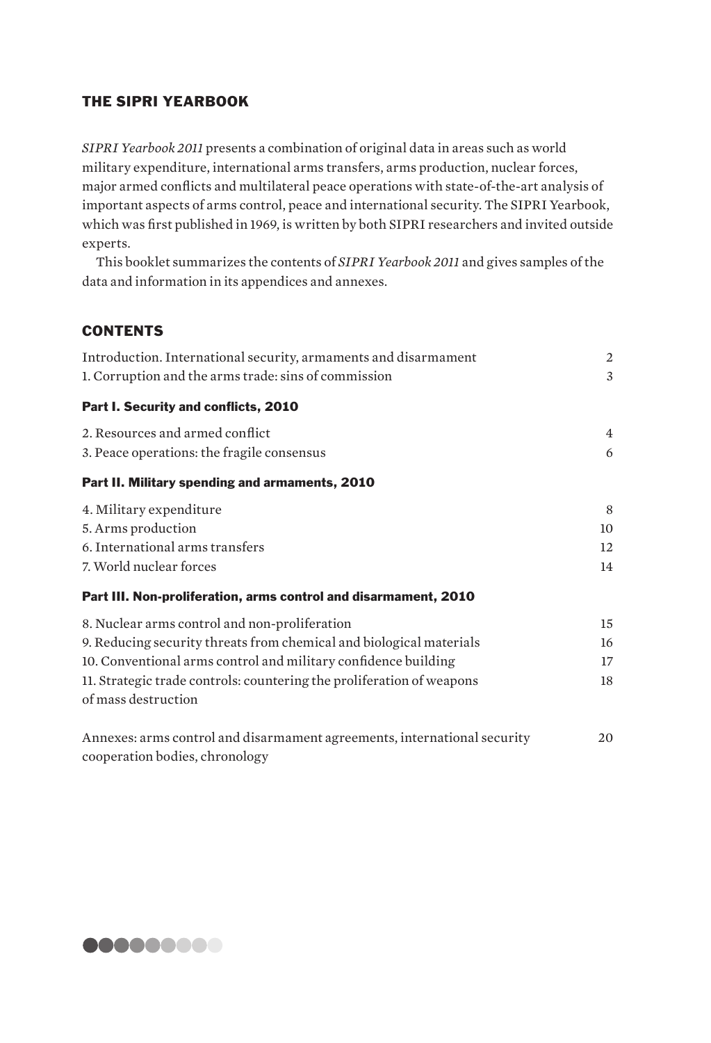## THE SIPRI YEARBOOK

*SIPRI Yearbook 2011* presents a combination of original data in areas such as world military expenditure, international arms transfers, arms production, nuclear forces, major armed conflicts and multilateral peace operations with state-of-the-art analysis of important aspects of arms control, peace and international security. The SIPRI Yearbook, which was first published in 1969, is written by both SIPRI researchers and invited outside experts.

This booklet summarizes the contents of *SIPRI Yearbook 2011* and gives samples of the data and information in its appendices and annexes.

## CONTENTS

| | |
|---|---|
| Introduction. International security, armaments and disarmament | 2 |
| 1. Corruption and the arms trade: sins of commission | 3 |
| **Part I. Security and conflicts, 2010** | |
| 2. Resources and armed conflict | 4 |
| 3. Peace operations: the fragile consensus | 6 |
| **Part II. Military spending and armaments, 2010** | |
| 4. Military expenditure | 8 |
| 5. Arms production | 10 |
| 6. International arms transfers | 12 |
| 7. World nuclear forces | 14 |
| **Part III. Non-proliferation, arms control and disarmament, 2010** | |
| 8. Nuclear arms control and non-proliferation | 15 |
| 9. Reducing security threats from chemical and biological materials | 16 |
| 10. Conventional arms control and military confidence building | 17 |
| 11. Strategic trade controls: countering the proliferation of weapons of mass destruction | 18 |
| Annexes: arms control and disarmament agreements, international security cooperation bodies, chronology | 20 |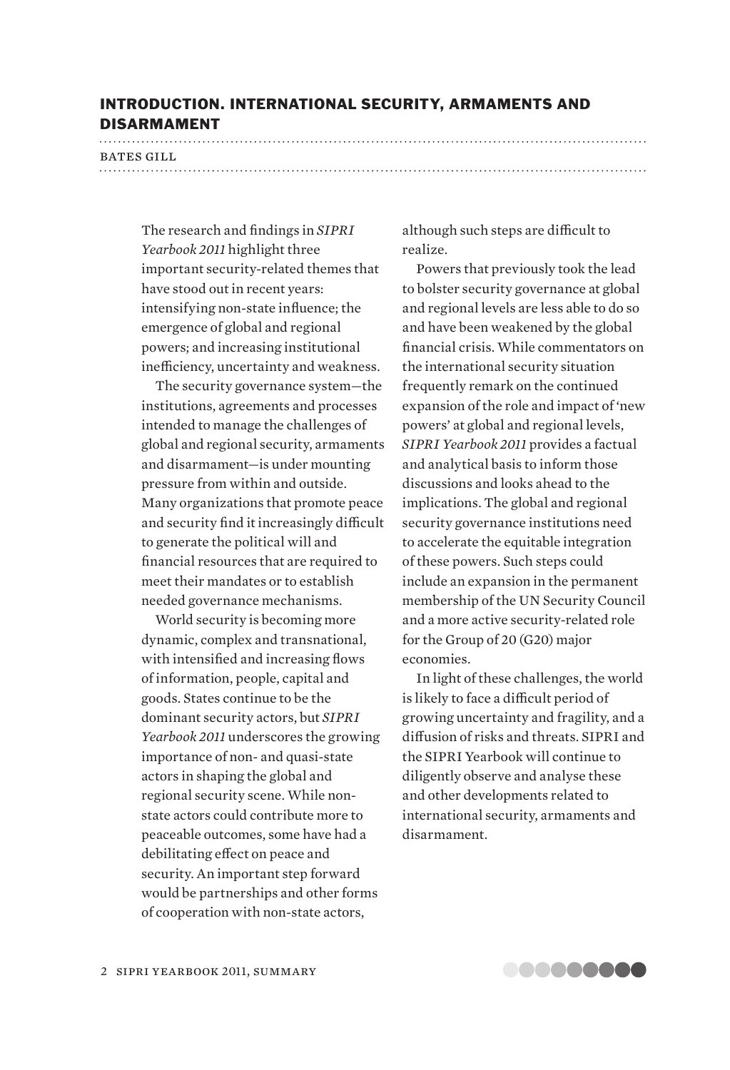## INTRODUCTION. INTERNATIONAL SECURITY, ARMAMENTS AND DISARMAMENT

BATES GILL

The research and findings in *SIPRI Yearbook 2011* highlight three important security-related themes that have stood out in recent years: intensifying non-state influence; the emergence of global and regional powers; and increasing institutional inefficiency, uncertainty and weakness.

The security governance system—the institutions, agreements and processes intended to manage the challenges of global and regional security, armaments and disarmament—is under mounting pressure from within and outside. Many organizations that promote peace and security find it increasingly difficult to generate the political will and financial resources that are required to meet their mandates or to establish needed governance mechanisms.

World security is becoming more dynamic, complex and transnational, with intensified and increasing flows of information, people, capital and goods. States continue to be the dominant security actors, but *SIPRI Yearbook 2011* underscores the growing importance of non- and quasi-state actors in shaping the global and regional security scene. While non-state actors could contribute more to peaceable outcomes, some have had a debilitating effect on peace and security. An important step forward would be partnerships and other forms of cooperation with non-state actors, although such steps are difficult to realize.

Powers that previously took the lead to bolster security governance at global and regional levels are less able to do so and have been weakened by the global financial crisis. While commentators on the international security situation frequently remark on the continued expansion of the role and impact of 'new powers' at global and regional levels, *SIPRI Yearbook 2011* provides a factual and analytical basis to inform those discussions and looks ahead to the implications. The global and regional security governance institutions need to accelerate the equitable integration of these powers. Such steps could include an expansion in the permanent membership of the UN Security Council and a more active security-related role for the Group of 20 (G20) major economies.

In light of these challenges, the world is likely to face a difficult period of growing uncertainty and fragility, and a diffusion of risks and threats. SIPRI and the SIPRI Yearbook will continue to diligently observe and analyse these and other developments related to international security, armaments and disarmament.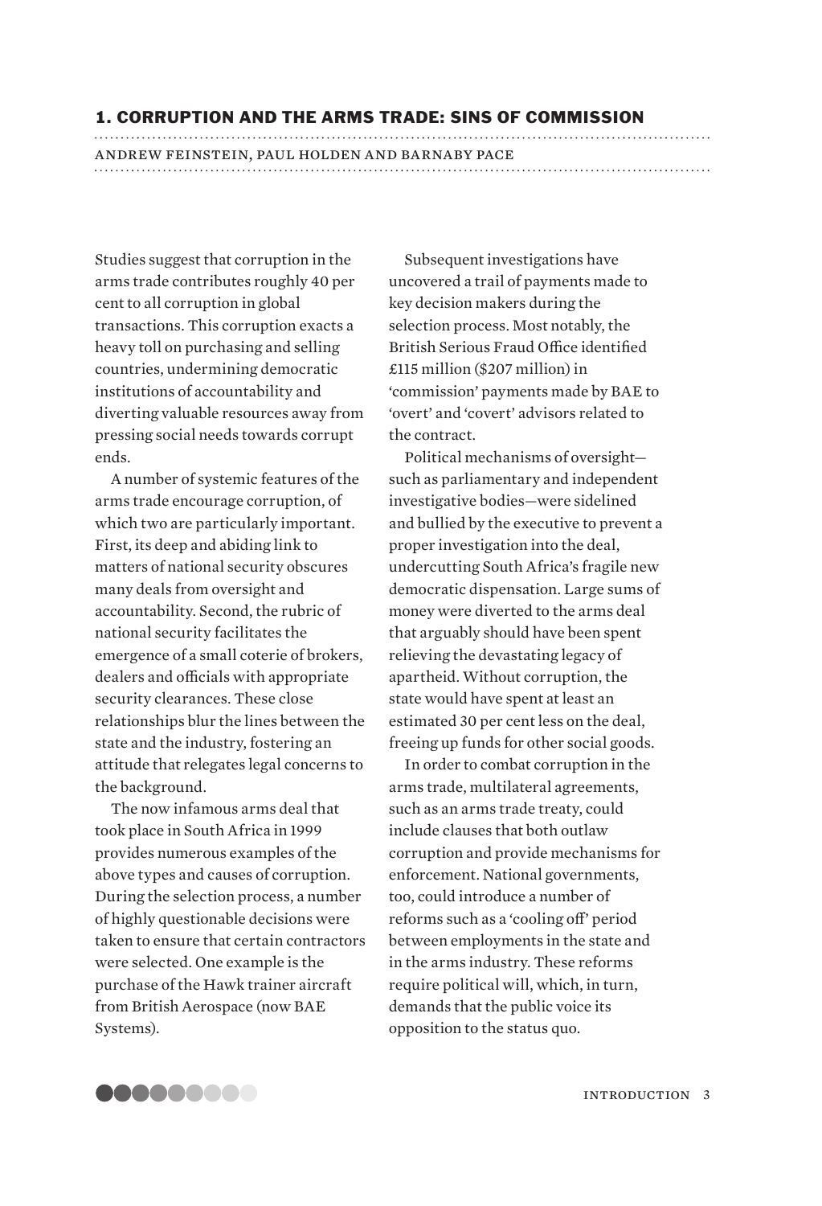## 1. CORRUPTION AND THE ARMS TRADE: SINS OF COMMISSION

ANDREW FEINSTEIN, PAUL HOLDEN AND BARNABY PACE

Studies suggest that corruption in the arms trade contributes roughly 40 per cent to all corruption in global transactions. This corruption exacts a heavy toll on purchasing and selling countries, undermining democratic institutions of accountability and diverting valuable resources away from pressing social needs towards corrupt ends.

A number of systemic features of the arms trade encourage corruption, of which two are particularly important. First, its deep and abiding link to matters of national security obscures many deals from oversight and accountability. Second, the rubric of national security facilitates the emergence of a small coterie of brokers, dealers and officials with appropriate security clearances. These close relationships blur the lines between the state and the industry, fostering an attitude that relegates legal concerns to the background.

The now infamous arms deal that took place in South Africa in 1999 provides numerous examples of the above types and causes of corruption. During the selection process, a number of highly questionable decisions were taken to ensure that certain contractors were selected. One example is the purchase of the Hawk trainer aircraft from British Aerospace (now BAE Systems).

Subsequent investigations have uncovered a trail of payments made to key decision makers during the selection process. Most notably, the British Serious Fraud Office identified £115 million ($207 million) in 'commission' payments made by BAE to 'overt' and 'covert' advisors related to the contract.

Political mechanisms of oversight—such as parliamentary and independent investigative bodies—were sidelined and bullied by the executive to prevent a proper investigation into the deal, undercutting South Africa's fragile new democratic dispensation. Large sums of money were diverted to the arms deal that arguably should have been spent relieving the devastating legacy of apartheid. Without corruption, the state would have spent at least an estimated 30 per cent less on the deal, freeing up funds for other social goods.

In order to combat corruption in the arms trade, multilateral agreements, such as an arms trade treaty, could include clauses that both outlaw corruption and provide mechanisms for enforcement. National governments, too, could introduce a number of reforms such as a 'cooling off' period between employments in the state and in the arms industry. These reforms require political will, which, in turn, demands that the public voice its opposition to the status quo.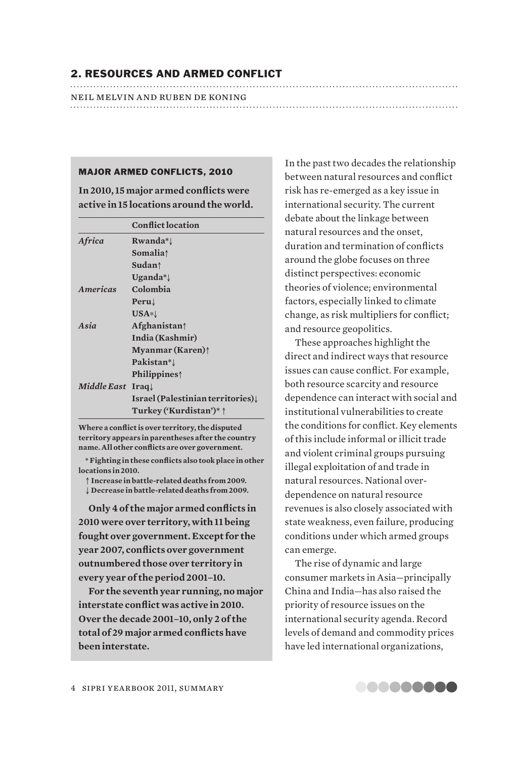## 2. RESOURCES AND ARMED CONFLICT

NEIL MELVIN AND RUBEN DE KONING

### MAJOR ARMED CONFLICTS, 2010

**In 2010, 15 major armed conflicts were active in 15 locations around the world.**

| | Conflict location |
|---|---|
| *Africa* | Rwanda*↓ |
| | Somalia↑ |
| | Sudan↑ |
| | Uganda*↓ |
| *Americas* | Colombia |
| | Peru↓ |
| | USA*↓ |
| *Asia* | Afghanistan↑ |
| | India (Kashmir) |
| | Myanmar (Karen)↑ |
| | Pakistan*↓ |
| | Philippines↑ |
| *Middle East* | Iraq↓ |
| | Israel (Palestinian territories)↓ |
| | Turkey ('Kurdistan')* ↑ |

Where a conflict is over territory, the disputed territory appears in parentheses after the country name. All other conflicts are over government.

\* Fighting in these conflicts also took place in other locations in 2010.

↑ Increase in battle-related deaths from 2009.
↓ Decrease in battle-related deaths from 2009.

**Only 4 of the major armed conflicts in 2010 were over territory, with 11 being fought over government. Except for the year 2007, conflicts over government outnumbered those over territory in every year of the period 2001–10.**

**For the seventh year running, no major interstate conflict was active in 2010. Over the decade 2001–10, only 2 of the total of 29 major armed conflicts have been interstate.**

In the past two decades the relationship between natural resources and conflict risk has re-emerged as a key issue in international security. The current debate about the linkage between natural resources and the onset, duration and termination of conflicts around the globe focuses on three distinct perspectives: economic theories of violence; environmental factors, especially linked to climate change, as risk multipliers for conflict; and resource geopolitics.

These approaches highlight the direct and indirect ways that resource issues can cause conflict. For example, both resource scarcity and resource dependence can interact with social and institutional vulnerabilities to create the conditions for conflict. Key elements of this include informal or illicit trade and violent criminal groups pursuing illegal exploitation of and trade in natural resources. National over-dependence on natural resource revenues is also closely associated with state weakness, even failure, producing conditions under which armed groups can emerge.

The rise of dynamic and large consumer markets in Asia—principally China and India—has also raised the priority of resource issues on the international security agenda. Record levels of demand and commodity prices have led international organizations,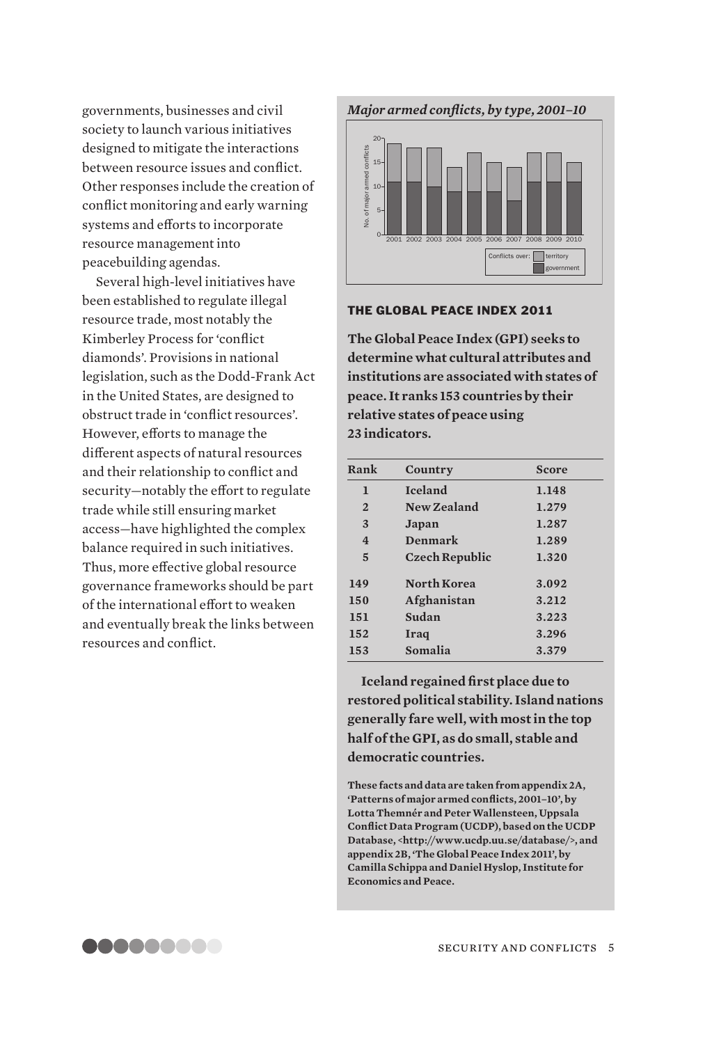governments, businesses and civil society to launch various initiatives designed to mitigate the interactions between resource issues and conflict. Other responses include the creation of conflict monitoring and early warning systems and efforts to incorporate resource management into peacebuilding agendas.

Several high-level initiatives have been established to regulate illegal resource trade, most notably the Kimberley Process for 'conflict diamonds'. Provisions in national legislation, such as the Dodd-Frank Act in the United States, are designed to obstruct trade in 'conflict resources'. However, efforts to manage the different aspects of natural resources and their relationship to conflict and security—notably the effort to regulate trade while still ensuring market access—have highlighted the complex balance required in such initiatives. Thus, more effective global resource governance frameworks should be part of the international effort to weaken and eventually break the links between resources and conflict.

*Major armed conflicts, by type, 2001–10*

## THE GLOBAL PEACE INDEX 2011

**The Global Peace Index (GPI) seeks to determine what cultural attributes and institutions are associated with states of peace. It ranks 153 countries by their relative states of peace using 23 indicators.**

| Rank | Country | Score |
|---|---|---|
| 1 | Iceland | 1.148 |
| 2 | New Zealand | 1.279 |
| 3 | Japan | 1.287 |
| 4 | Denmark | 1.289 |
| 5 | Czech Republic | 1.320 |
| 149 | North Korea | 3.092 |
| 150 | Afghanistan | 3.212 |
| 151 | Sudan | 3.223 |
| 152 | Iraq | 3.296 |
| 153 | Somalia | 3.379 |

**Iceland regained first place due to restored political stability. Island nations generally fare well, with most in the top half of the GPI, as do small, stable and democratic countries.**

**These facts and data are taken from appendix 2A, 'Patterns of major armed conflicts, 2001–10', by Lotta Themnér and Peter Wallensteen, Uppsala Conflict Data Program (UCDP), based on the UCDP Database, <http://www.ucdp.uu.se/database/>, and appendix 2B, 'The Global Peace Index 2011', by Camilla Schippa and Daniel Hyslop, Institute for Economics and Peace.**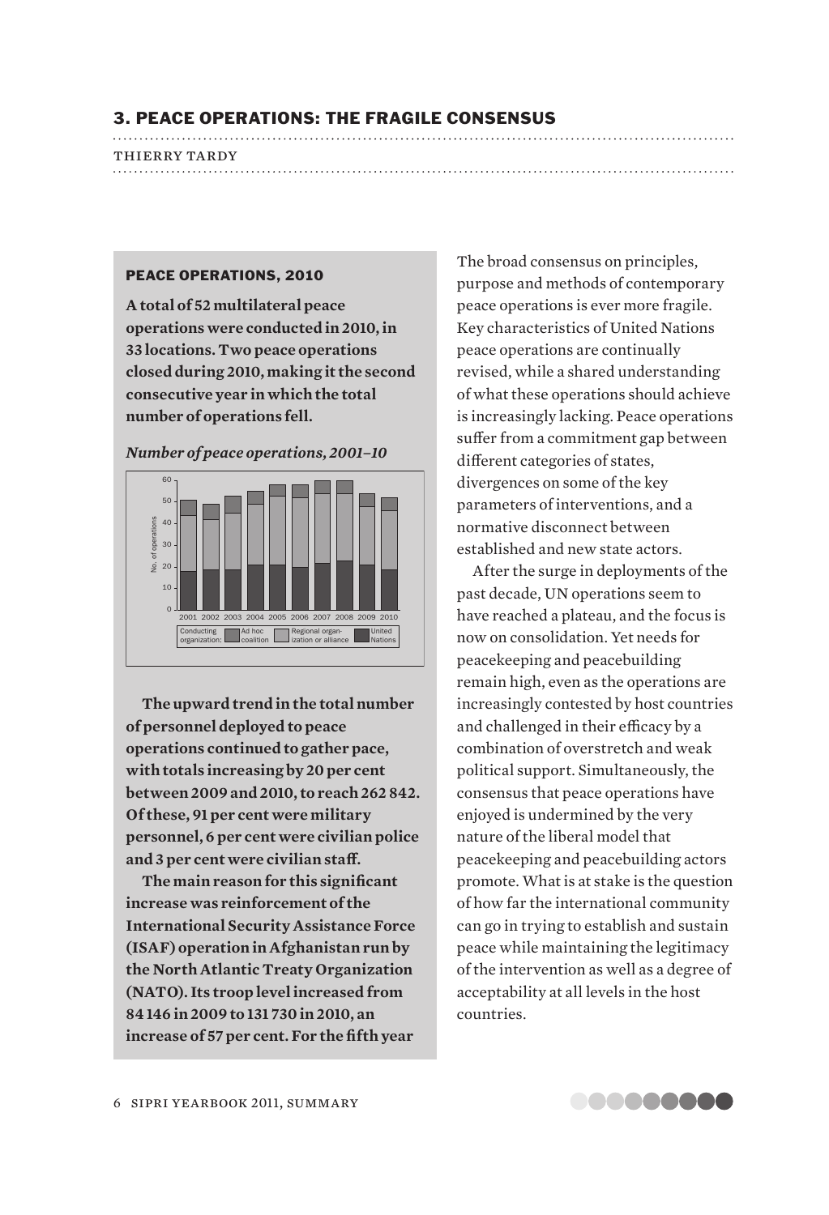## 3. PEACE OPERATIONS: THE FRAGILE CONSENSUS

THIERRY TARDY

### PEACE OPERATIONS, 2010

**A total of 52 multilateral peace operations were conducted in 2010, in 33 locations. Two peace operations closed during 2010, making it the second consecutive year in which the total number of operations fell.**

***Number of peace operations, 2001–10***

**The upward trend in the total number of personnel deployed to peace operations continued to gather pace, with totals increasing by 20 per cent between 2009 and 2010, to reach 262 842. Of these, 91 per cent were military personnel, 6 per cent were civilian police and 3 per cent were civilian staff.**

**The main reason for this significant increase was reinforcement of the International Security Assistance Force (ISAF) operation in Afghanistan run by the North Atlantic Treaty Organization (NATO). Its troop level increased from 84 146 in 2009 to 131 730 in 2010, an increase of 57 per cent. For the fifth year**

The broad consensus on principles, purpose and methods of contemporary peace operations is ever more fragile. Key characteristics of United Nations peace operations are continually revised, while a shared understanding of what these operations should achieve is increasingly lacking. Peace operations suffer from a commitment gap between different categories of states, divergences on some of the key parameters of interventions, and a normative disconnect between established and new state actors.

After the surge in deployments of the past decade, UN operations seem to have reached a plateau, and the focus is now on consolidation. Yet needs for peacekeeping and peacebuilding remain high, even as the operations are increasingly contested by host countries and challenged in their efficacy by a combination of overstretch and weak political support. Simultaneously, the consensus that peace operations have enjoyed is undermined by the very nature of the liberal model that peacekeeping and peacebuilding actors promote. What is at stake is the question of how far the international community can go in trying to establish and sustain peace while maintaining the legitimacy of the intervention as well as a degree of acceptability at all levels in the host countries.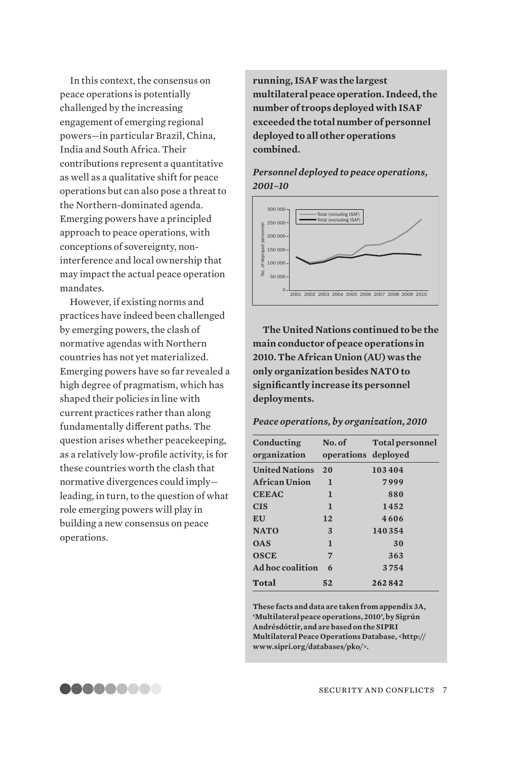In this context, the consensus on peace operations is potentially challenged by the increasing engagement of emerging regional powers—in particular Brazil, China, India and South Africa. Their contributions represent a quantitative as well as a qualitative shift for peace operations but can also pose a threat to the Northern-dominated agenda. Emerging powers have a principled approach to peace operations, with conceptions of sovereignty, non-interference and local ownership that may impact the actual peace operation mandates.

However, if existing norms and practices have indeed been challenged by emerging powers, the clash of normative agendas with Northern countries has not yet materialized. Emerging powers have so far revealed a high degree of pragmatism, which has shaped their policies in line with current practices rather than along fundamentally different paths. The question arises whether peacekeeping, as a relatively low-profile activity, is for these countries worth the clash that normative divergences could imply—leading, in turn, to the question of what role emerging powers will play in building a new consensus on peace operations.

**running, ISAF was the largest multilateral peace operation. Indeed, the number of troops deployed with ISAF exceeded the total number of personnel deployed to all other operations combined.**

***Personnel deployed to peace operations, 2001–10***

**The United Nations continued to be the main conductor of peace operations in 2010. The African Union (AU) was the only organization besides NATO to significantly increase its personnel deployments.**

***Peace operations, by organization, 2010***

| Conducting organization | No. of operations | Total personnel deployed |
|---|---|---|
| United Nations | 20 | 103 404 |
| African Union | 1 | 7 999 |
| CEEAC | 1 | 880 |
| CIS | 1 | 1 452 |
| EU | 12 | 4 606 |
| NATO | 3 | 140 354 |
| OAS | 1 | 30 |
| OSCE | 7 | 363 |
| Ad hoc coalition | 6 | 3 754 |
| Total | 52 | 262 842 |

**These facts and data are taken from appendix 3A, 'Multilateral peace operations, 2010', by Sigrún Andrésdóttir, and are based on the SIPRI Multilateral Peace Operations Database, <http://www.sipri.org/databases/pko/>.**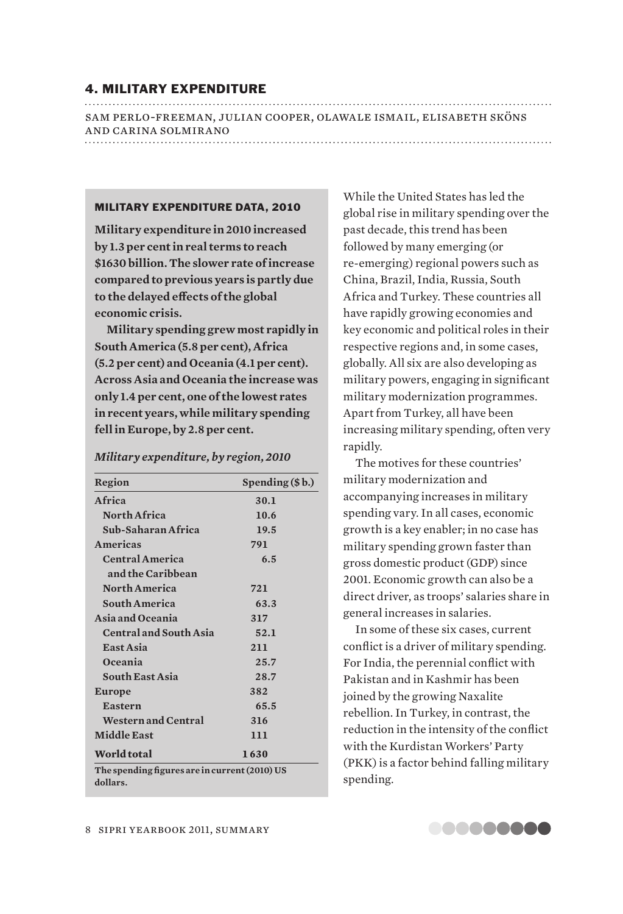# 4. MILITARY EXPENDITURE

SAM PERLO-FREEMAN, JULIAN COOPER, OLAWALE ISMAIL, ELISABETH SKÖNS AND CARINA SOLMIRANO

### MILITARY EXPENDITURE DATA, 2010

**Military expenditure in 2010 increased by 1.3 per cent in real terms to reach $1630 billion. The slower rate of increase compared to previous years is partly due to the delayed effects of the global economic crisis.**

**Military spending grew most rapidly in South America (5.8 per cent), Africa (5.2 per cent) and Oceania (4.1 per cent). Across Asia and Oceania the increase was only 1.4 per cent, one of the lowest rates in recent years, while military spending fell in Europe, by 2.8 per cent.**

***Military expenditure, by region, 2010***

| Region | Spending ($ b.) |
|---|---|
| Africa | 30.1 |
| North Africa | 10.6 |
| Sub-Saharan Africa | 19.5 |
| Americas | 791 |
| Central America and the Caribbean | 6.5 |
| North America | 721 |
| South America | 63.3 |
| Asia and Oceania | 317 |
| Central and South Asia | 52.1 |
| East Asia | 211 |
| Oceania | 25.7 |
| South East Asia | 28.7 |
| Europe | 382 |
| Eastern | 65.5 |
| Western and Central | 316 |
| Middle East | 111 |
| World total | 1 630 |

**The spending figures are in current (2010) US dollars.**

While the United States has led the global rise in military spending over the past decade, this trend has been followed by many emerging (or re-emerging) regional powers such as China, Brazil, India, Russia, South Africa and Turkey. These countries all have rapidly growing economies and key economic and political roles in their respective regions and, in some cases, globally. All six are also developing as military powers, engaging in significant military modernization programmes. Apart from Turkey, all have been increasing military spending, often very rapidly.

The motives for these countries' military modernization and accompanying increases in military spending vary. In all cases, economic growth is a key enabler; in no case has military spending grown faster than gross domestic product (GDP) since 2001. Economic growth can also be a direct driver, as troops' salaries share in general increases in salaries.

In some of these six cases, current conflict is a driver of military spending. For India, the perennial conflict with Pakistan and in Kashmir has been joined by the growing Naxalite rebellion. In Turkey, in contrast, the reduction in the intensity of the conflict with the Kurdistan Workers' Party (PKK) is a factor behind falling military spending.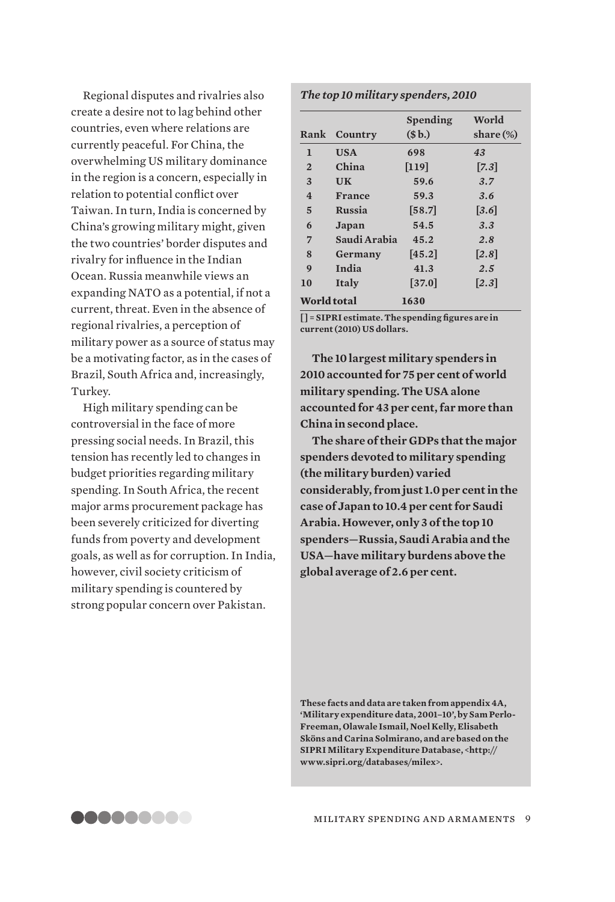Regional disputes and rivalries also create a desire not to lag behind other countries, even where relations are currently peaceful. For China, the overwhelming US military dominance in the region is a concern, especially in relation to potential conflict over Taiwan. In turn, India is concerned by China's growing military might, given the two countries' border disputes and rivalry for influence in the Indian Ocean. Russia meanwhile views an expanding NATO as a potential, if not a current, threat. Even in the absence of regional rivalries, a perception of military power as a source of status may be a motivating factor, as in the cases of Brazil, South Africa and, increasingly, Turkey.

High military spending can be controversial in the face of more pressing social needs. In Brazil, this tension has recently led to changes in budget priorities regarding military spending. In South Africa, the recent major arms procurement package has been severely criticized for diverting funds from poverty and development goals, as well as for corruption. In India, however, civil society criticism of military spending is countered by strong popular concern over Pakistan.

***The top 10 military spenders, 2010***

| Rank | Country | Spending ($ b.) | World share (%) |
|---|---|---|---|
| 1 | USA | 698 | *43* |
| 2 | China | [119] | *[7.3]* |
| 3 | UK | 59.6 | *3.7* |
| 4 | France | 59.3 | *3.6* |
| 5 | Russia | [58.7] | *[3.6]* |
| 6 | Japan | 54.5 | *3.3* |
| 7 | Saudi Arabia | 45.2 | *2.8* |
| 8 | Germany | [45.2] | *[2.8]* |
| 9 | India | 41.3 | *2.5* |
| 10 | Italy | [37.0] | *[2.3]* |
| World total | | 1630 | |

**[ ] = SIPRI estimate. The spending figures are in current (2010) US dollars.**

**The 10 largest military spenders in 2010 accounted for 75 per cent of world military spending. The USA alone accounted for 43 per cent, far more than China in second place.**

**The share of their GDPs that the major spenders devoted to military spending (the military burden) varied considerably, from just 1.0 per cent in the case of Japan to 10.4 per cent for Saudi Arabia. However, only 3 of the top 10 spenders—Russia, Saudi Arabia and the USA—have military burdens above the global average of 2.6 per cent.**

**These facts and data are taken from appendix 4A, 'Military expenditure data, 2001–10', by Sam Perlo-Freeman, Olawale Ismail, Noel Kelly, Elisabeth Sköns and Carina Solmirano, and are based on the SIPRI Military Expenditure Database, <http://www.sipri.org/databases/milex>.**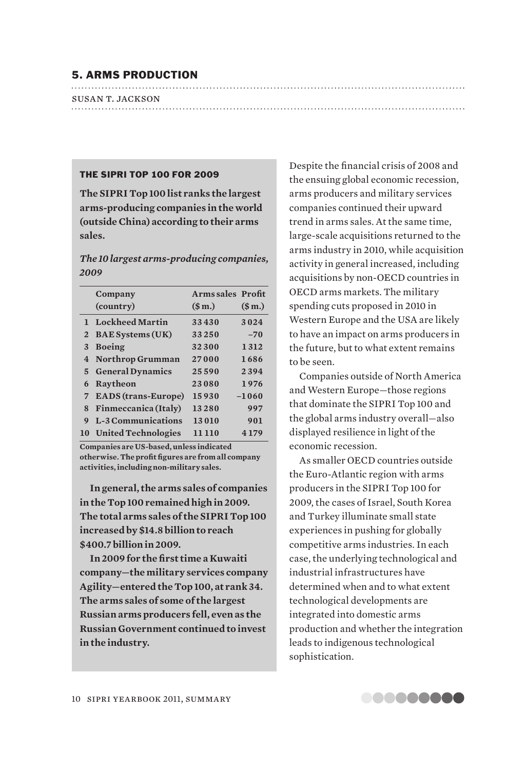## 5. ARMS PRODUCTION

SUSAN T. JACKSON

### THE SIPRI TOP 100 FOR 2009

**The SIPRI Top 100 list ranks the largest arms-producing companies in the world (outside China) according to their arms sales.**

***The 10 largest arms-producing companies, 2009***

| | Company (country) | Arms sales ($ m.) | Profit ($ m.) |
|---|---|---|---|
| 1 | Lockheed Martin | 33 430 | 3 024 |
| 2 | BAE Systems (UK) | 33 250 | –70 |
| 3 | Boeing | 32 300 | 1 312 |
| 4 | Northrop Grumman | 27 000 | 1 686 |
| 5 | General Dynamics | 25 590 | 2 394 |
| 6 | Raytheon | 23 080 | 1 976 |
| 7 | EADS (trans-Europe) | 15 930 | –1 060 |
| 8 | Finmeccanica (Italy) | 13 280 | 997 |
| 9 | L-3 Communications | 13 010 | 901 |
| 10 | United Technologies | 11 110 | 4 179 |

**Companies are US-based, unless indicated otherwise. The profit figures are from all company activities, including non-military sales.**

**In general, the arms sales of companies in the Top 100 remained high in 2009. The total arms sales of the SIPRI Top 100 increased by $14.8 billion to reach $400.7 billion in 2009.**

**In 2009 for the first time a Kuwaiti company—the military services company Agility—entered the Top 100, at rank 34. The arms sales of some of the largest Russian arms producers fell, even as the Russian Government continued to invest in the industry.**

Despite the financial crisis of 2008 and the ensuing global economic recession, arms producers and military services companies continued their upward trend in arms sales. At the same time, large-scale acquisitions returned to the arms industry in 2010, while acquisition activity in general increased, including acquisitions by non-OECD countries in OECD arms markets. The military spending cuts proposed in 2010 in Western Europe and the USA are likely to have an impact on arms producers in the future, but to what extent remains to be seen.

Companies outside of North America and Western Europe—those regions that dominate the SIPRI Top 100 and the global arms industry overall—also displayed resilience in light of the economic recession.

As smaller OECD countries outside the Euro-Atlantic region with arms producers in the SIPRI Top 100 for 2009, the cases of Israel, South Korea and Turkey illuminate small state experiences in pushing for globally competitive arms industries. In each case, the underlying technological and industrial infrastructures have determined when and to what extent technological developments are integrated into domestic arms production and whether the integration leads to indigenous technological sophistication.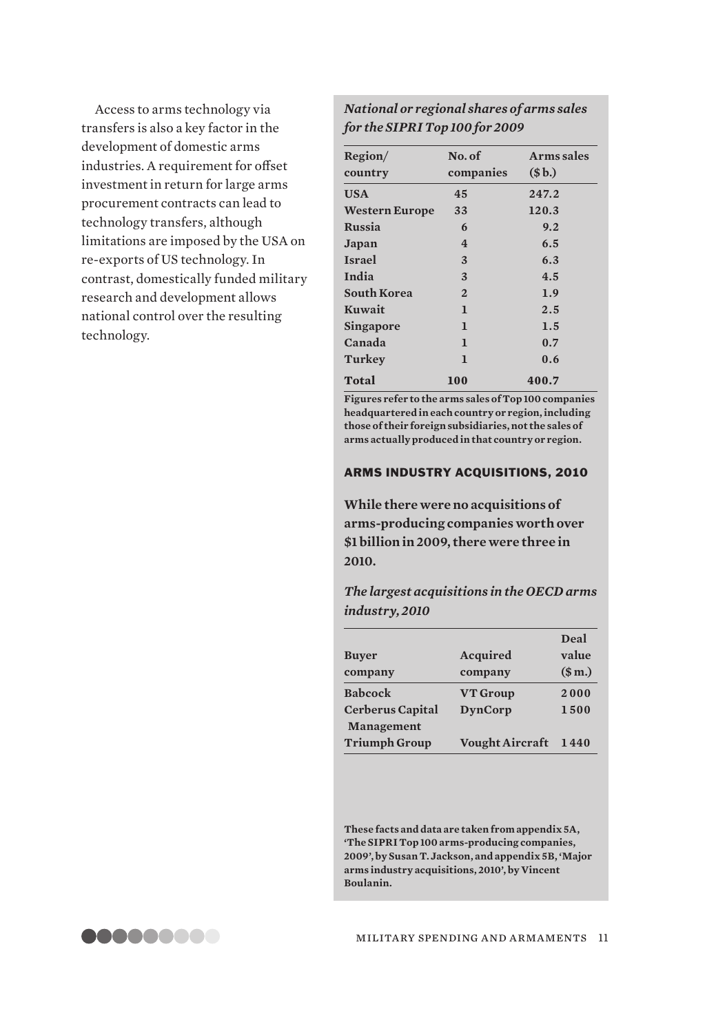Access to arms technology via transfers is also a key factor in the development of domestic arms industries. A requirement for offset investment in return for large arms procurement contracts can lead to technology transfers, although limitations are imposed by the USA on re-exports of US technology. In contrast, domestically funded military research and development allows national control over the resulting technology.

*National or regional shares of arms sales for the SIPRI Top 100 for 2009*

| Region/ country | No. of companies | Arms sales ($ b.) |
|---|---|---|
| USA | 45 | 247.2 |
| Western Europe | 33 | 120.3 |
| Russia | 6 | 9.2 |
| Japan | 4 | 6.5 |
| Israel | 3 | 6.3 |
| India | 3 | 4.5 |
| South Korea | 2 | 1.9 |
| Kuwait | 1 | 2.5 |
| Singapore | 1 | 1.5 |
| Canada | 1 | 0.7 |
| Turkey | 1 | 0.6 |
| Total | 100 | 400.7 |

Figures refer to the arms sales of Top 100 companies headquartered in each country or region, including those of their foreign subsidiaries, not the sales of arms actually produced in that country or region.

## ARMS INDUSTRY ACQUISITIONS, 2010

**While there were no acquisitions of arms-producing companies worth over $1 billion in 2009, there were three in 2010.**

*The largest acquisitions in the OECD arms industry, 2010*

| Buyer company | Acquired company | Deal value ($ m.) |
|---|---|---|
| Babcock | VT Group | 2 000 |
| Cerberus Capital Management | DynCorp | 1 500 |
| Triumph Group | Vought Aircraft | 1 440 |

These facts and data are taken from appendix 5A, 'The SIPRI Top 100 arms-producing companies, 2009', by Susan T. Jackson, and appendix 5B, 'Major arms industry acquisitions, 2010', by Vincent Boulanin.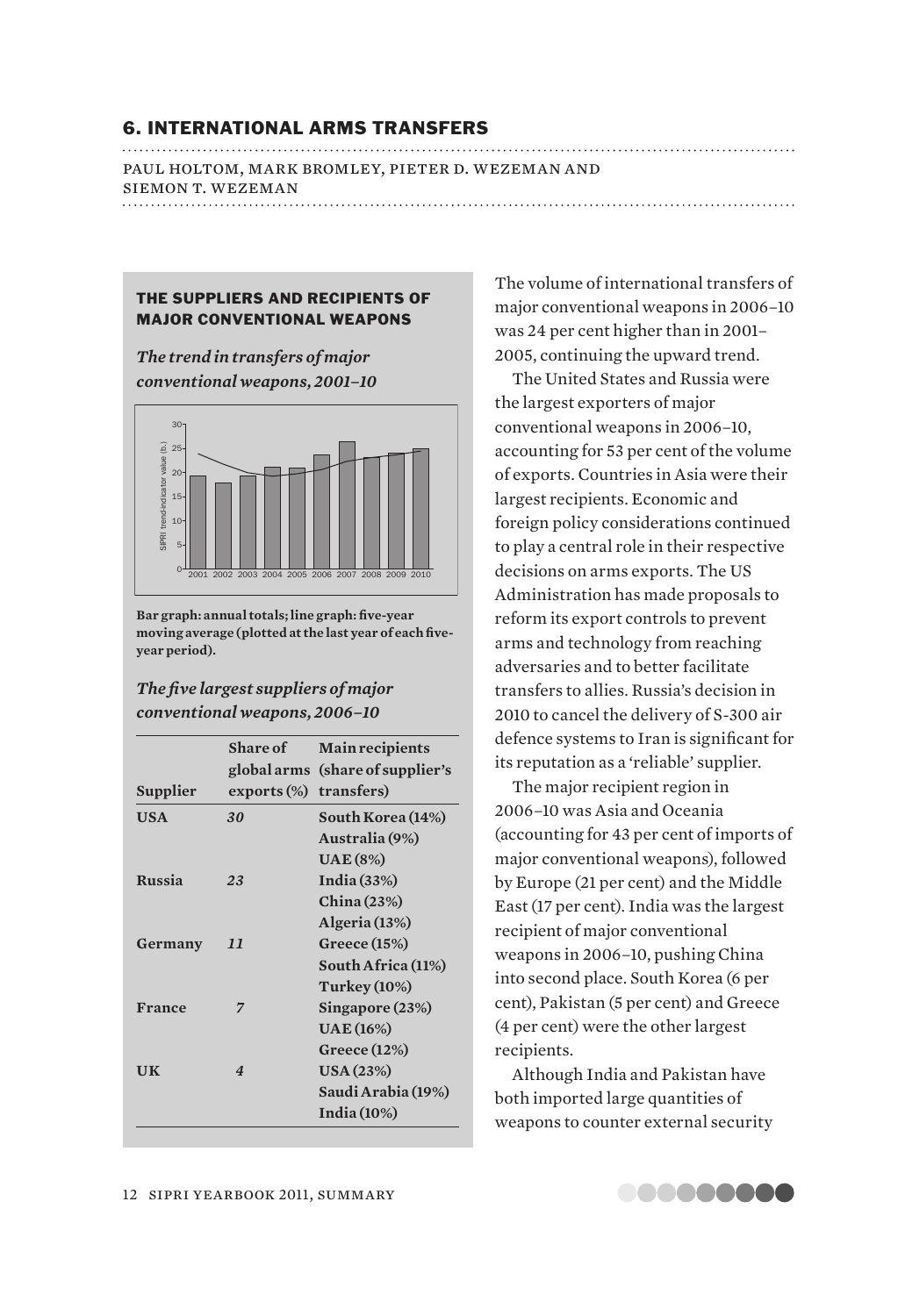## 6. INTERNATIONAL ARMS TRANSFERS

PAUL HOLTOM, MARK BROMLEY, PIETER D. WEZEMAN AND SIEMON T. WEZEMAN

### THE SUPPLIERS AND RECIPIENTS OF MAJOR CONVENTIONAL WEAPONS

***The trend in transfers of major conventional weapons, 2001–10***

**Bar graph: annual totals; line graph: five-year moving average (plotted at the last year of each five-year period).**

***The five largest suppliers of major conventional weapons, 2006–10***

| Supplier | Share of global arms exports (%) | Main recipients (share of supplier's transfers) |
|---|---|---|
| **USA** | *30* | **South Korea (14%)** |
| | | **Australia (9%)** |
| | | **UAE (8%)** |
| **Russia** | *23* | **India (33%)** |
| | | **China (23%)** |
| | | **Algeria (13%)** |
| **Germany** | *11* | **Greece (15%)** |
| | | **South Africa (11%)** |
| | | **Turkey (10%)** |
| **France** | *7* | **Singapore (23%)** |
| | | **UAE (16%)** |
| | | **Greece (12%)** |
| **UK** | *4* | **USA (23%)** |
| | | **Saudi Arabia (19%)** |
| | | **India (10%)** |

The volume of international transfers of major conventional weapons in 2006–10 was 24 per cent higher than in 2001–2005, continuing the upward trend.

The United States and Russia were the largest exporters of major conventional weapons in 2006–10, accounting for 53 per cent of the volume of exports. Countries in Asia were their largest recipients. Economic and foreign policy considerations continued to play a central role in their respective decisions on arms exports. The US Administration has made proposals to reform its export controls to prevent arms and technology from reaching adversaries and to better facilitate transfers to allies. Russia's decision in 2010 to cancel the delivery of S-300 air defence systems to Iran is significant for its reputation as a 'reliable' supplier.

The major recipient region in 2006–10 was Asia and Oceania (accounting for 43 per cent of imports of major conventional weapons), followed by Europe (21 per cent) and the Middle East (17 per cent). India was the largest recipient of major conventional weapons in 2006–10, pushing China into second place. South Korea (6 per cent), Pakistan (5 per cent) and Greece (4 per cent) were the other largest recipients.

Although India and Pakistan have both imported large quantities of weapons to counter external security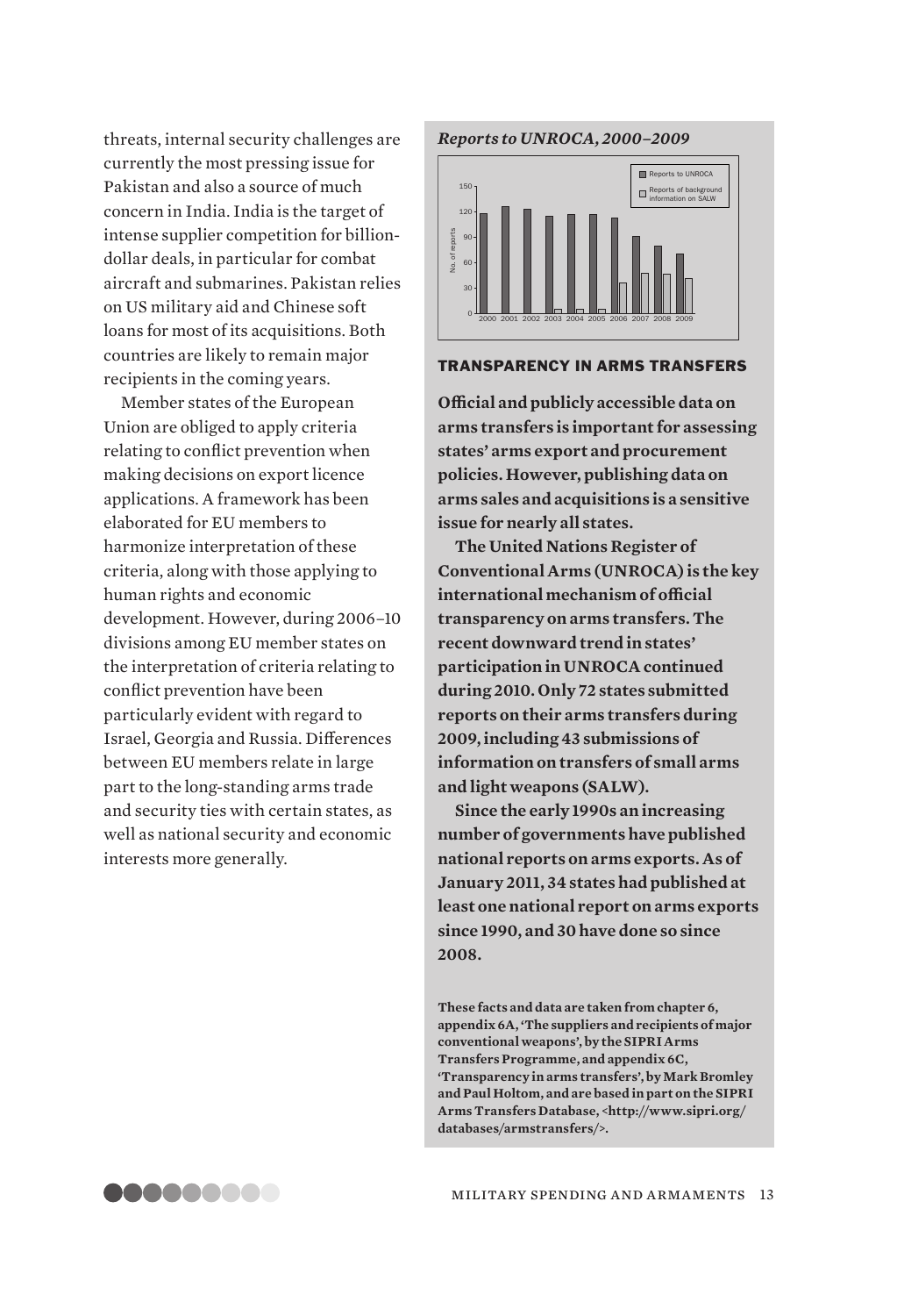threats, internal security challenges are currently the most pressing issue for Pakistan and also a source of much concern in India. India is the target of intense supplier competition for billion-dollar deals, in particular for combat aircraft and submarines. Pakistan relies on US military aid and Chinese soft loans for most of its acquisitions. Both countries are likely to remain major recipients in the coming years.

Member states of the European Union are obliged to apply criteria relating to conflict prevention when making decisions on export licence applications. A framework has been elaborated for EU members to harmonize interpretation of these criteria, along with those applying to human rights and economic development. However, during 2006–10 divisions among EU member states on the interpretation of criteria relating to conflict prevention have been particularly evident with regard to Israel, Georgia and Russia. Differences between EU members relate in large part to the long-standing arms trade and security ties with certain states, as well as national security and economic interests more generally.

*Reports to UNROCA, 2000–2009*

## TRANSPARENCY IN ARMS TRANSFERS

**Official and publicly accessible data on arms transfers is important for assessing states' arms export and procurement policies. However, publishing data on arms sales and acquisitions is a sensitive issue for nearly all states.**

**The United Nations Register of Conventional Arms (UNROCA) is the key international mechanism of official transparency on arms transfers. The recent downward trend in states' participation in UNROCA continued during 2010. Only 72 states submitted reports on their arms transfers during 2009, including 43 submissions of information on transfers of small arms and light weapons (SALW).**

**Since the early 1990s an increasing number of governments have published national reports on arms exports. As of January 2011, 34 states had published at least one national report on arms exports since 1990, and 30 have done so since 2008.**

**These facts and data are taken from chapter 6, appendix 6A, 'The suppliers and recipients of major conventional weapons', by the SIPRI Arms Transfers Programme, and appendix 6C, 'Transparency in arms transfers', by Mark Bromley and Paul Holtom, and are based in part on the SIPRI Arms Transfers Database, <http://www.sipri.org/databases/armstransfers/>.**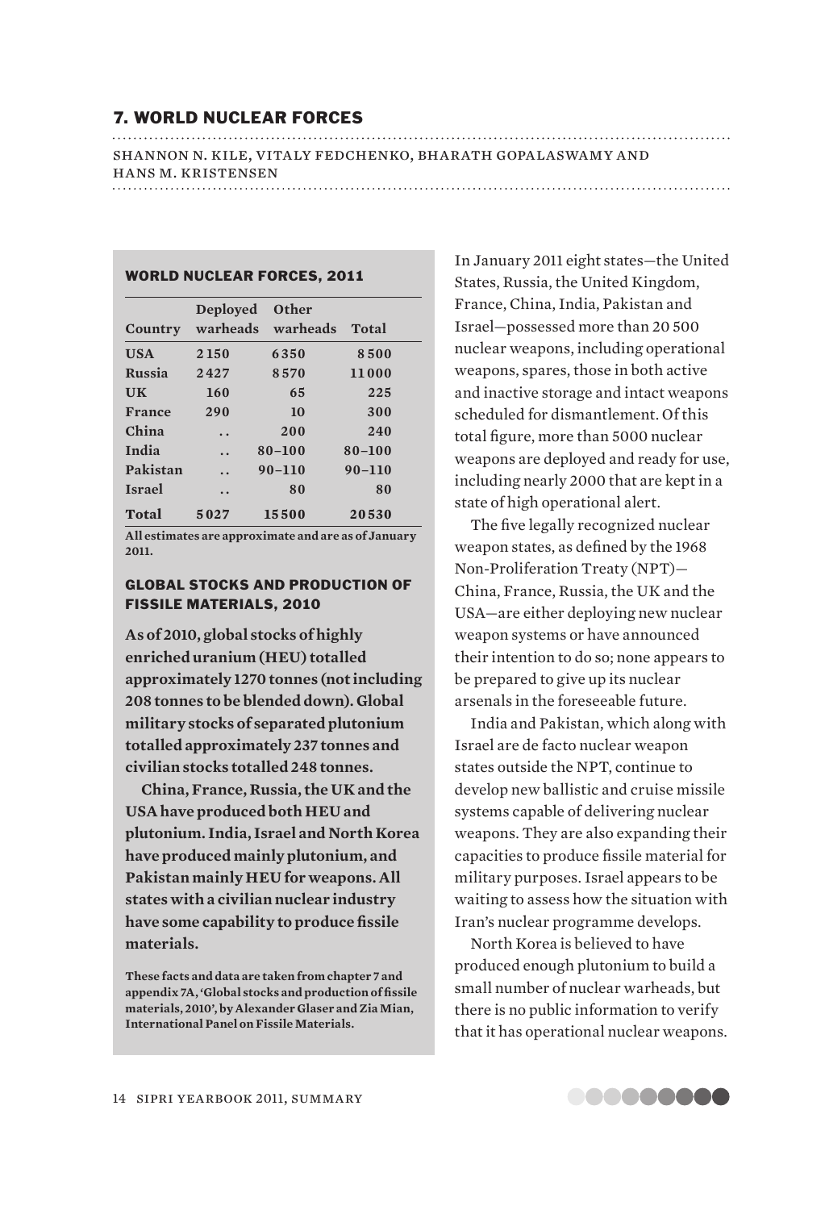## 7. WORLD NUCLEAR FORCES

SHANNON N. KILE, VITALY FEDCHENKO, BHARATH GOPALASWAMY AND HANS M. KRISTENSEN

### WORLD NUCLEAR FORCES, 2011

| Country | Deployed warheads | Other warheads | Total |
|---|---|---|---|
| USA | 2150 | 6350 | 8500 |
| Russia | 2427 | 8570 | 11000 |
| UK | 160 | 65 | 225 |
| France | 290 | 10 | 300 |
| China | .. | 200 | 240 |
| India | .. | 80–100 | 80–100 |
| Pakistan | .. | 90–110 | 90–110 |
| Israel | .. | 80 | 80 |
| Total | 5027 | 15500 | 20530 |

**All estimates are approximate and are as of January 2011.**

### GLOBAL STOCKS AND PRODUCTION OF FISSILE MATERIALS, 2010

**As of 2010, global stocks of highly enriched uranium (HEU) totalled approximately 1270 tonnes (not including 208 tonnes to be blended down). Global military stocks of separated plutonium totalled approximately 237 tonnes and civilian stocks totalled 248 tonnes.**

**China, France, Russia, the UK and the USA have produced both HEU and plutonium. India, Israel and North Korea have produced mainly plutonium, and Pakistan mainly HEU for weapons. All states with a civilian nuclear industry have some capability to produce fissile materials.**

**These facts and data are taken from chapter 7 and appendix 7A, 'Global stocks and production of fissile materials, 2010', by Alexander Glaser and Zia Mian, International Panel on Fissile Materials.**

In January 2011 eight states—the United States, Russia, the United Kingdom, France, China, India, Pakistan and Israel—possessed more than 20 500 nuclear weapons, including operational weapons, spares, those in both active and inactive storage and intact weapons scheduled for dismantlement. Of this total figure, more than 5000 nuclear weapons are deployed and ready for use, including nearly 2000 that are kept in a state of high operational alert.

The five legally recognized nuclear weapon states, as defined by the 1968 Non-Proliferation Treaty (NPT)—China, France, Russia, the UK and the USA—are either deploying new nuclear weapon systems or have announced their intention to do so; none appears to be prepared to give up its nuclear arsenals in the foreseeable future.

India and Pakistan, which along with Israel are de facto nuclear weapon states outside the NPT, continue to develop new ballistic and cruise missile systems capable of delivering nuclear weapons. They are also expanding their capacities to produce fissile material for military purposes. Israel appears to be waiting to assess how the situation with Iran's nuclear programme develops.

North Korea is believed to have produced enough plutonium to build a small number of nuclear warheads, but there is no public information to verify that it has operational nuclear weapons.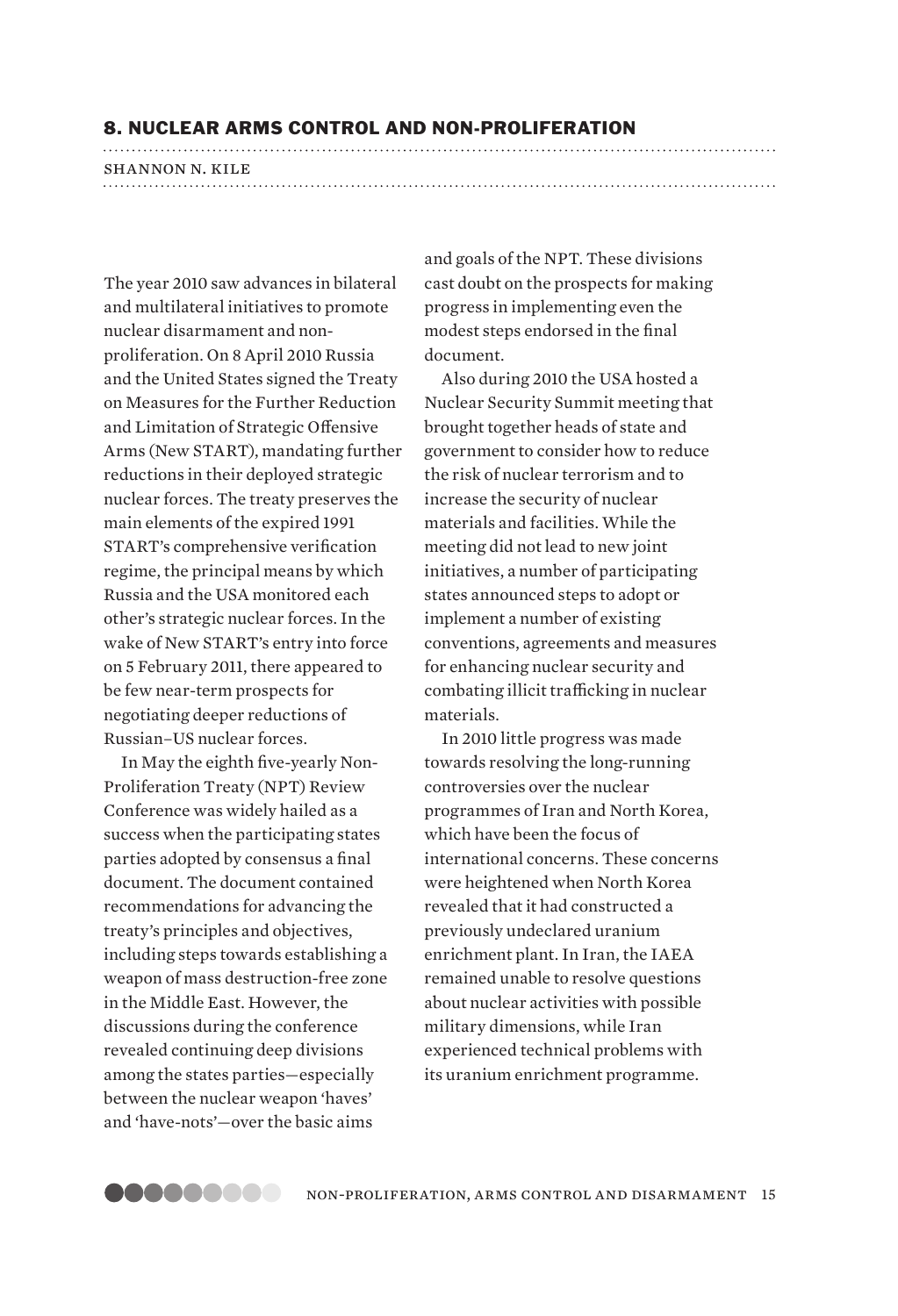## 8. NUCLEAR ARMS CONTROL AND NON-PROLIFERATION

SHANNON N. KILE

The year 2010 saw advances in bilateral and multilateral initiatives to promote nuclear disarmament and non-proliferation. On 8 April 2010 Russia and the United States signed the Treaty on Measures for the Further Reduction and Limitation of Strategic Offensive Arms (New START), mandating further reductions in their deployed strategic nuclear forces. The treaty preserves the main elements of the expired 1991 START's comprehensive verification regime, the principal means by which Russia and the USA monitored each other's strategic nuclear forces. In the wake of New START's entry into force on 5 February 2011, there appeared to be few near-term prospects for negotiating deeper reductions of Russian–US nuclear forces.

In May the eighth five-yearly Non-Proliferation Treaty (NPT) Review Conference was widely hailed as a success when the participating states parties adopted by consensus a final document. The document contained recommendations for advancing the treaty's principles and objectives, including steps towards establishing a weapon of mass destruction-free zone in the Middle East. However, the discussions during the conference revealed continuing deep divisions among the states parties—especially between the nuclear weapon 'haves' and 'have-nots'—over the basic aims and goals of the NPT. These divisions cast doubt on the prospects for making progress in implementing even the modest steps endorsed in the final document.

Also during 2010 the USA hosted a Nuclear Security Summit meeting that brought together heads of state and government to consider how to reduce the risk of nuclear terrorism and to increase the security of nuclear materials and facilities. While the meeting did not lead to new joint initiatives, a number of participating states announced steps to adopt or implement a number of existing conventions, agreements and measures for enhancing nuclear security and combating illicit trafficking in nuclear materials.

In 2010 little progress was made towards resolving the long-running controversies over the nuclear programmes of Iran and North Korea, which have been the focus of international concerns. These concerns were heightened when North Korea revealed that it had constructed a previously undeclared uranium enrichment plant. In Iran, the IAEA remained unable to resolve questions about nuclear activities with possible military dimensions, while Iran experienced technical problems with its uranium enrichment programme.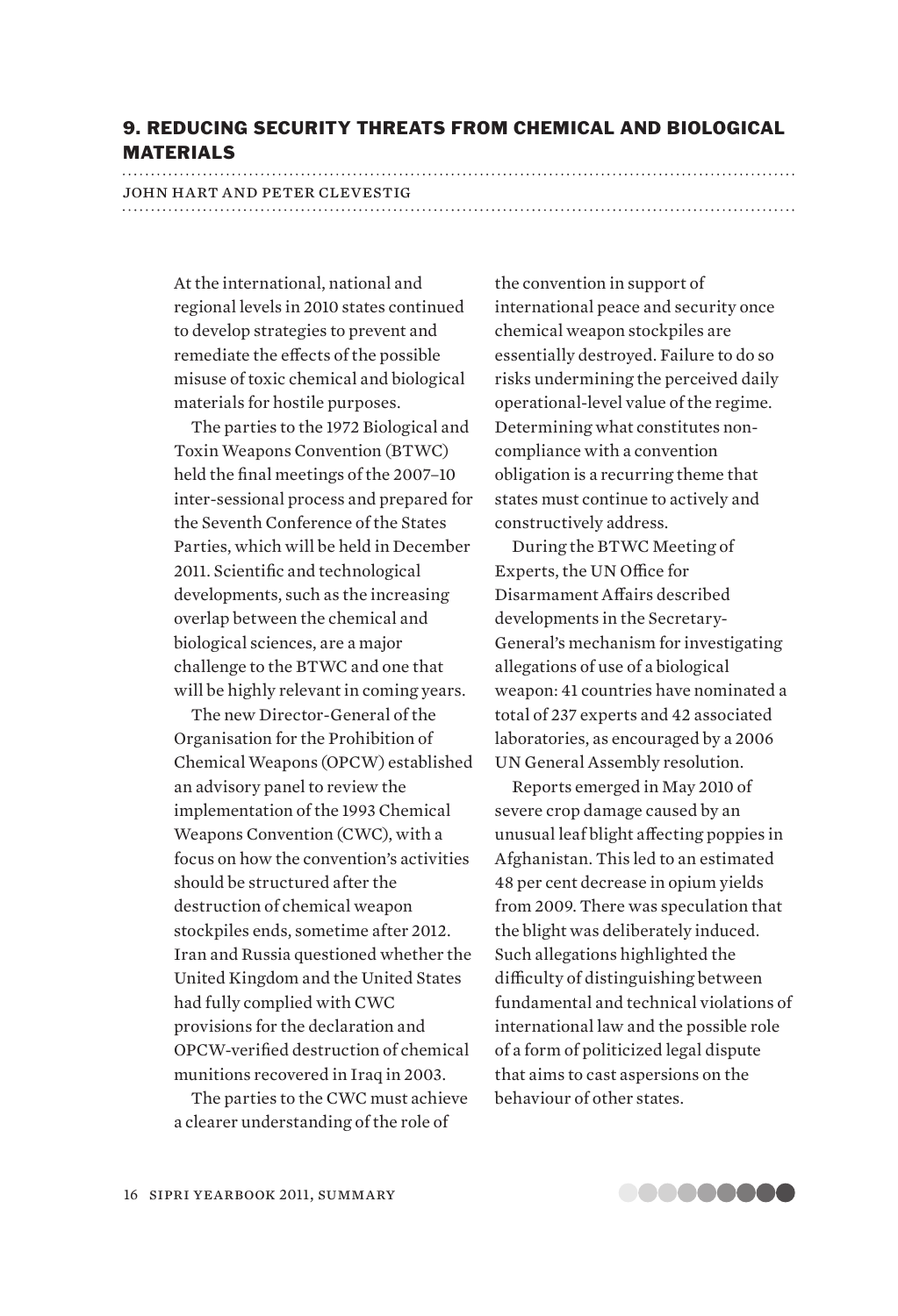## 9. REDUCING SECURITY THREATS FROM CHEMICAL AND BIOLOGICAL MATERIALS

JOHN HART AND PETER CLEVESTIG

At the international, national and regional levels in 2010 states continued to develop strategies to prevent and remediate the effects of the possible misuse of toxic chemical and biological materials for hostile purposes.

The parties to the 1972 Biological and Toxin Weapons Convention (BTWC) held the final meetings of the 2007–10 inter-sessional process and prepared for the Seventh Conference of the States Parties, which will be held in December 2011. Scientific and technological developments, such as the increasing overlap between the chemical and biological sciences, are a major challenge to the BTWC and one that will be highly relevant in coming years.

The new Director-General of the Organisation for the Prohibition of Chemical Weapons (OPCW) established an advisory panel to review the implementation of the 1993 Chemical Weapons Convention (CWC), with a focus on how the convention's activities should be structured after the destruction of chemical weapon stockpiles ends, sometime after 2012. Iran and Russia questioned whether the United Kingdom and the United States had fully complied with CWC provisions for the declaration and OPCW-verified destruction of chemical munitions recovered in Iraq in 2003.

The parties to the CWC must achieve a clearer understanding of the role of the convention in support of international peace and security once chemical weapon stockpiles are essentially destroyed. Failure to do so risks undermining the perceived daily operational-level value of the regime. Determining what constitutes non-compliance with a convention obligation is a recurring theme that states must continue to actively and constructively address.

During the BTWC Meeting of Experts, the UN Office for Disarmament Affairs described developments in the Secretary-General's mechanism for investigating allegations of use of a biological weapon: 41 countries have nominated a total of 237 experts and 42 associated laboratories, as encouraged by a 2006 UN General Assembly resolution.

Reports emerged in May 2010 of severe crop damage caused by an unusual leaf blight affecting poppies in Afghanistan. This led to an estimated 48 per cent decrease in opium yields from 2009. There was speculation that the blight was deliberately induced. Such allegations highlighted the difficulty of distinguishing between fundamental and technical violations of international law and the possible role of a form of politicized legal dispute that aims to cast aspersions on the behaviour of other states.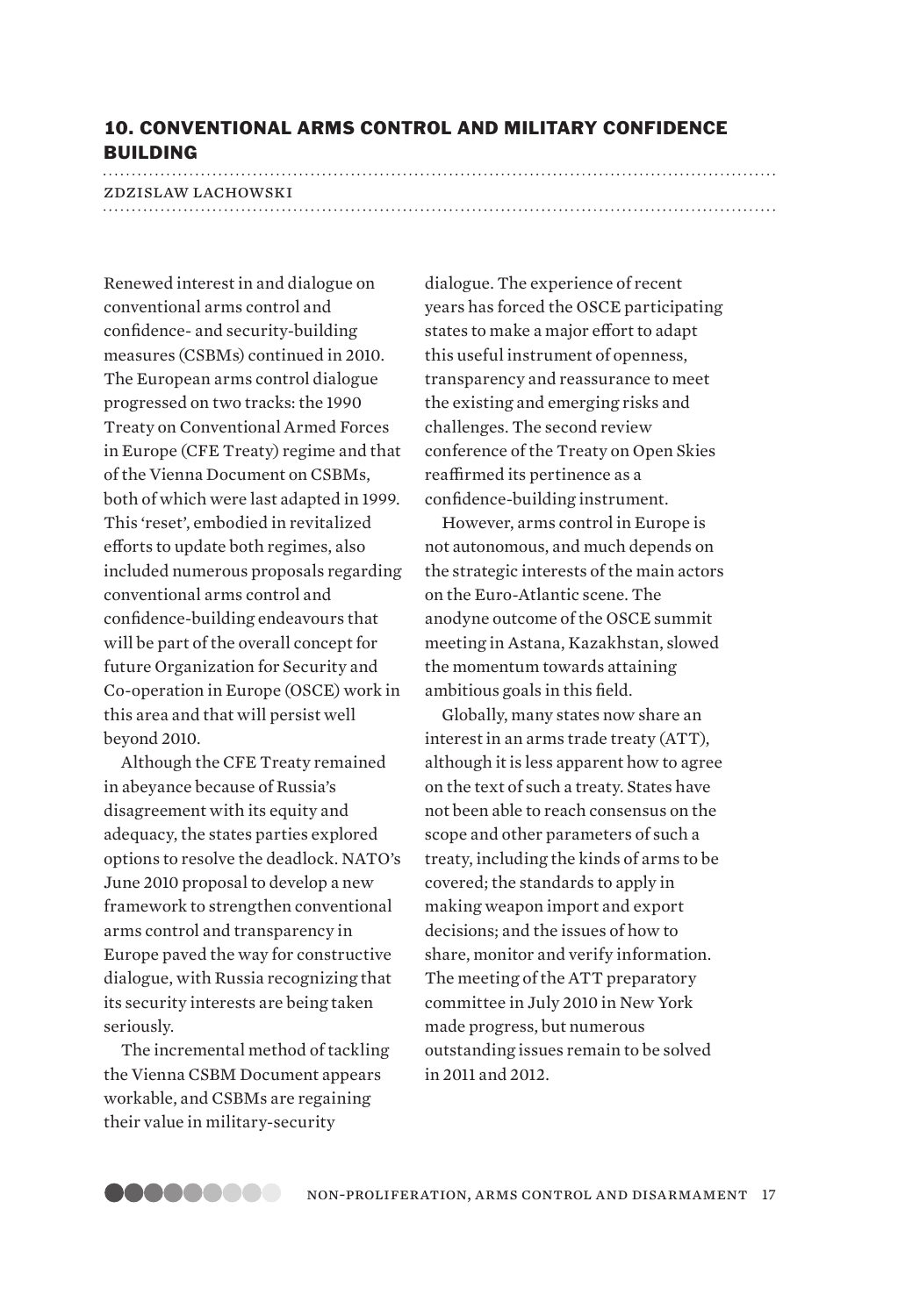## 10. CONVENTIONAL ARMS CONTROL AND MILITARY CONFIDENCE BUILDING

ZDZISLAW LACHOWSKI

Renewed interest in and dialogue on conventional arms control and confidence- and security-building measures (CSBMs) continued in 2010. The European arms control dialogue progressed on two tracks: the 1990 Treaty on Conventional Armed Forces in Europe (CFE Treaty) regime and that of the Vienna Document on CSBMs, both of which were last adapted in 1999. This 'reset', embodied in revitalized efforts to update both regimes, also included numerous proposals regarding conventional arms control and confidence-building endeavours that will be part of the overall concept for future Organization for Security and Co-operation in Europe (OSCE) work in this area and that will persist well beyond 2010.

Although the CFE Treaty remained in abeyance because of Russia's disagreement with its equity and adequacy, the states parties explored options to resolve the deadlock. NATO's June 2010 proposal to develop a new framework to strengthen conventional arms control and transparency in Europe paved the way for constructive dialogue, with Russia recognizing that its security interests are being taken seriously.

The incremental method of tackling the Vienna CSBM Document appears workable, and CSBMs are regaining their value in military-security dialogue. The experience of recent years has forced the OSCE participating states to make a major effort to adapt this useful instrument of openness, transparency and reassurance to meet the existing and emerging risks and challenges. The second review conference of the Treaty on Open Skies reaffirmed its pertinence as a confidence-building instrument.

However, arms control in Europe is not autonomous, and much depends on the strategic interests of the main actors on the Euro-Atlantic scene. The anodyne outcome of the OSCE summit meeting in Astana, Kazakhstan, slowed the momentum towards attaining ambitious goals in this field.

Globally, many states now share an interest in an arms trade treaty (ATT), although it is less apparent how to agree on the text of such a treaty. States have not been able to reach consensus on the scope and other parameters of such a treaty, including the kinds of arms to be covered; the standards to apply in making weapon import and export decisions; and the issues of how to share, monitor and verify information. The meeting of the ATT preparatory committee in July 2010 in New York made progress, but numerous outstanding issues remain to be solved in 2011 and 2012.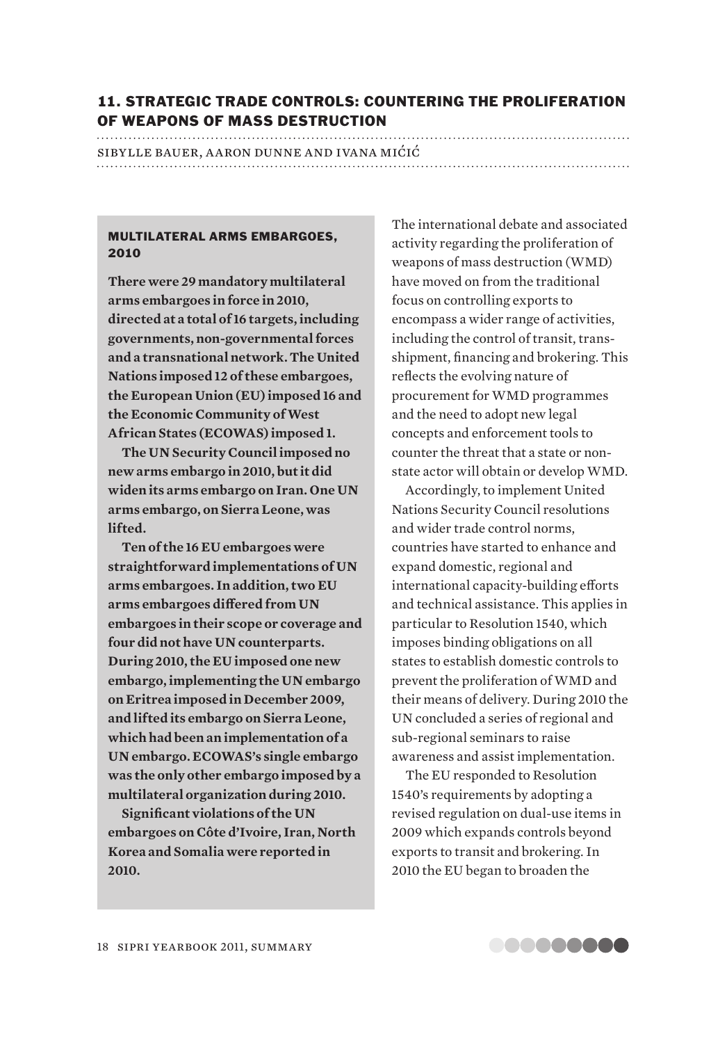## 11. STRATEGIC TRADE CONTROLS: COUNTERING THE PROLIFERATION OF WEAPONS OF MASS DESTRUCTION

SIBYLLE BAUER, AARON DUNNE AND IVANA MIĆIĆ

### MULTILATERAL ARMS EMBARGOES, 2010

**There were 29 mandatory multilateral arms embargoes in force in 2010, directed at a total of 16 targets, including governments, non-governmental forces and a transnational network. The United Nations imposed 12 of these embargoes, the European Union (EU) imposed 16 and the Economic Community of West African States (ECOWAS) imposed 1.**

**The UN Security Council imposed no new arms embargo in 2010, but it did widen its arms embargo on Iran. One UN arms embargo, on Sierra Leone, was lifted.**

**Ten of the 16 EU embargoes were straightforward implementations of UN arms embargoes. In addition, two EU arms embargoes differed from UN embargoes in their scope or coverage and four did not have UN counterparts. During 2010, the EU imposed one new embargo, implementing the UN embargo on Eritrea imposed in December 2009, and lifted its embargo on Sierra Leone, which had been an implementation of a UN embargo. ECOWAS's single embargo was the only other embargo imposed by a multilateral organization during 2010.**

**Significant violations of the UN embargoes on Côte d'Ivoire, Iran, North Korea and Somalia were reported in 2010.**

The international debate and associated activity regarding the proliferation of weapons of mass destruction (WMD) have moved on from the traditional focus on controlling exports to encompass a wider range of activities, including the control of transit, trans-shipment, financing and brokering. This reflects the evolving nature of procurement for WMD programmes and the need to adopt new legal concepts and enforcement tools to counter the threat that a state or non-state actor will obtain or develop WMD.

Accordingly, to implement United Nations Security Council resolutions and wider trade control norms, countries have started to enhance and expand domestic, regional and international capacity-building efforts and technical assistance. This applies in particular to Resolution 1540, which imposes binding obligations on all states to establish domestic controls to prevent the proliferation of WMD and their means of delivery. During 2010 the UN concluded a series of regional and sub-regional seminars to raise awareness and assist implementation.

The EU responded to Resolution 1540's requirements by adopting a revised regulation on dual-use items in 2009 which expands controls beyond exports to transit and brokering. In 2010 the EU began to broaden the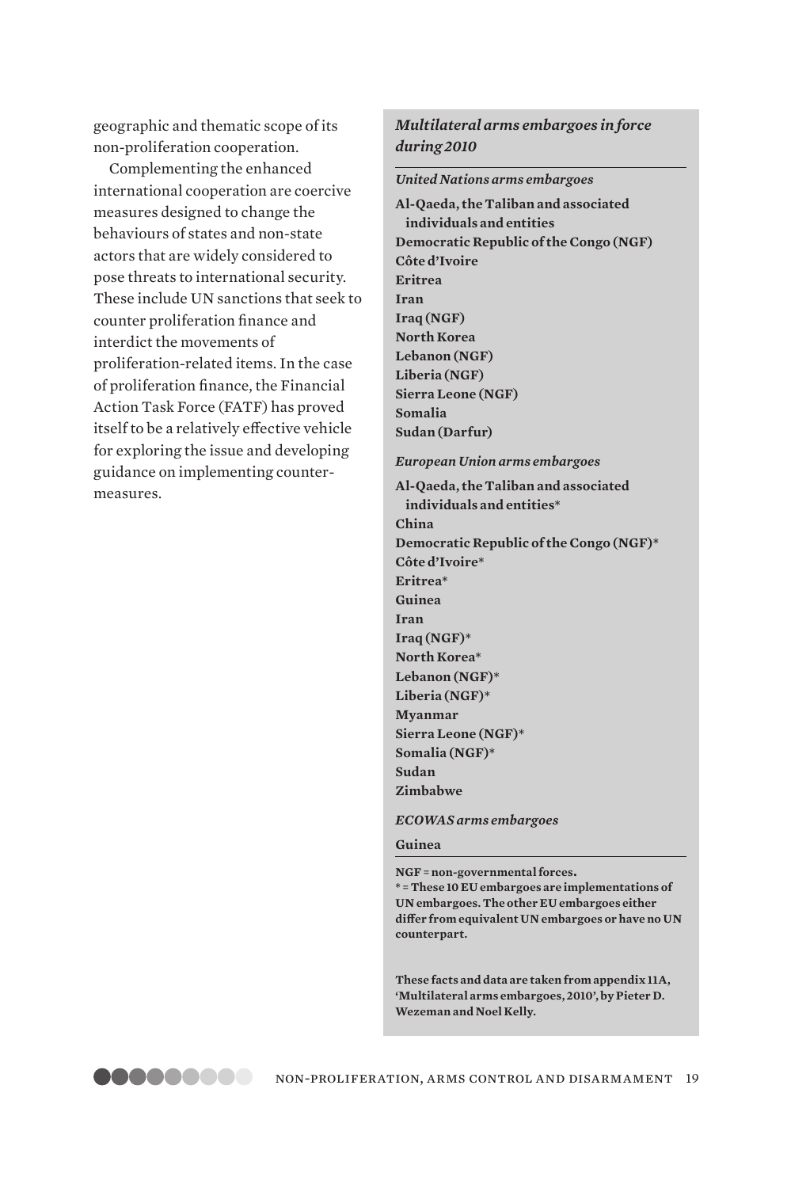geographic and thematic scope of its non-proliferation cooperation.

Complementing the enhanced international cooperation are coercive measures designed to change the behaviours of states and non-state actors that are widely considered to pose threats to international security. These include UN sanctions that seek to counter proliferation finance and interdict the movements of proliferation-related items. In the case of proliferation finance, the Financial Action Task Force (FATF) has proved itself to be a relatively effective vehicle for exploring the issue and developing guidance on implementing counter-measures.

### *Multilateral arms embargoes in force during 2010*

*United Nations arms embargoes*

**Al-Qaeda, the Taliban and associated individuals and entities**
**Democratic Republic of the Congo (NGF)**
**Côte d'Ivoire**
**Eritrea**
**Iran**
**Iraq (NGF)**
**North Korea**
**Lebanon (NGF)**
**Liberia (NGF)**
**Sierra Leone (NGF)**
**Somalia**
**Sudan (Darfur)**

*European Union arms embargoes*

**Al-Qaeda, the Taliban and associated individuals and entities***
**China**
**Democratic Republic of the Congo (NGF)***
**Côte d'Ivoire***
**Eritrea***
**Guinea**
**Iran**
**Iraq (NGF)***
**North Korea***
**Lebanon (NGF)***
**Liberia (NGF)***
**Myanmar**
**Sierra Leone (NGF)***
**Somalia (NGF)***
**Sudan**
**Zimbabwe**

*ECOWAS arms embargoes*

**Guinea**

**NGF = non-governmental forces.**
*** = These 10 EU embargoes are implementations of UN embargoes. The other EU embargoes either differ from equivalent UN embargoes or have no UN counterpart.**

**These facts and data are taken from appendix 11A, 'Multilateral arms embargoes, 2010', by Pieter D. Wezeman and Noel Kelly.**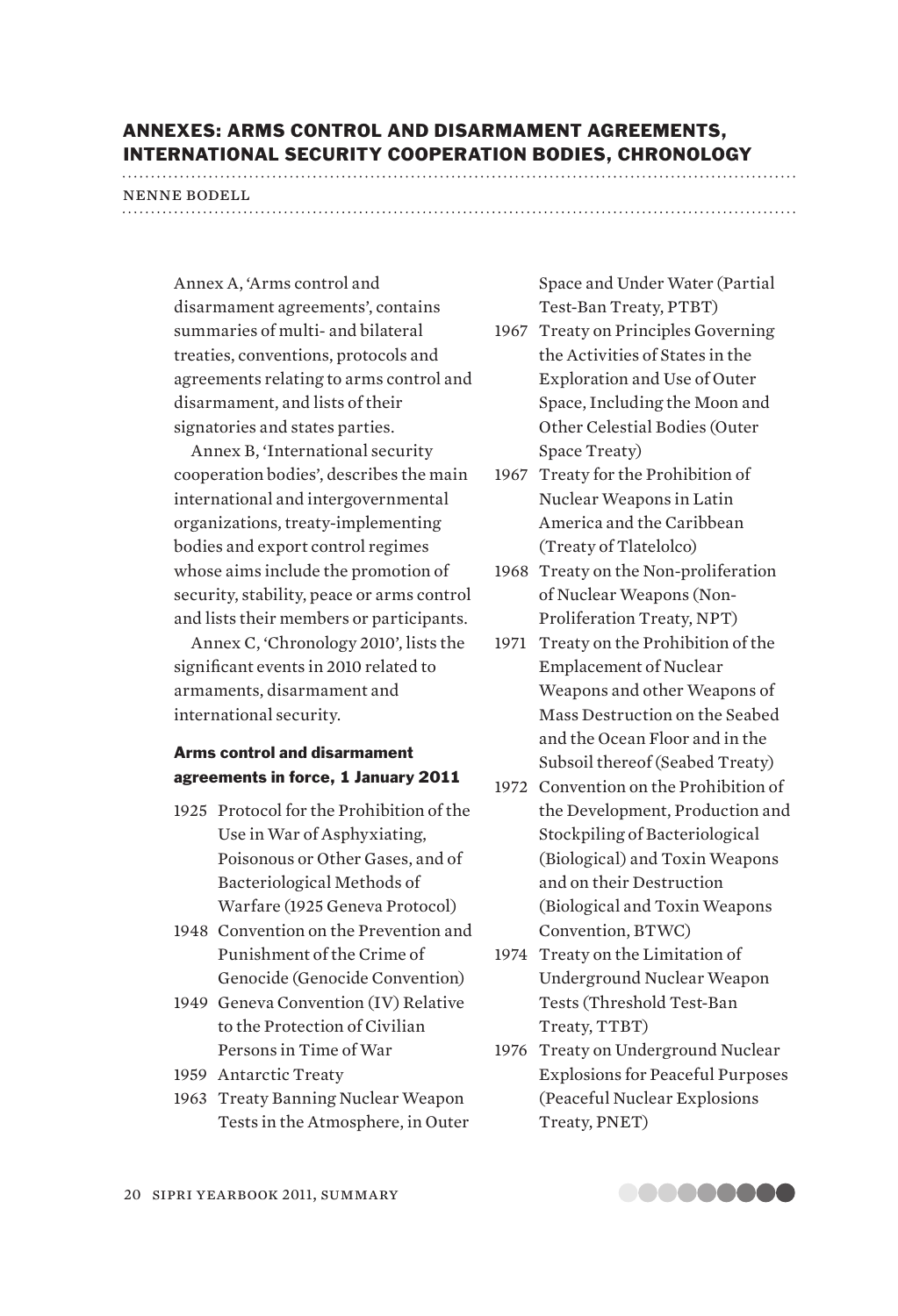## ANNEXES: ARMS CONTROL AND DISARMAMENT AGREEMENTS, INTERNATIONAL SECURITY COOPERATION BODIES, CHRONOLOGY

NENNE BODELL

Annex A, 'Arms control and disarmament agreements', contains summaries of multi- and bilateral treaties, conventions, protocols and agreements relating to arms control and disarmament, and lists of their signatories and states parties.

Annex B, 'International security cooperation bodies', describes the main international and intergovernmental organizations, treaty-implementing bodies and export control regimes whose aims include the promotion of security, stability, peace or arms control and lists their members or participants.

Annex C, 'Chronology 2010', lists the significant events in 2010 related to armaments, disarmament and international security.

### Arms control and disarmament agreements in force, 1 January 2011

- 1925 Protocol for the Prohibition of the Use in War of Asphyxiating, Poisonous or Other Gases, and of Bacteriological Methods of Warfare (1925 Geneva Protocol)
- 1948 Convention on the Prevention and Punishment of the Crime of Genocide (Genocide Convention)
- 1949 Geneva Convention (IV) Relative to the Protection of Civilian Persons in Time of War
- 1959 Antarctic Treaty
- 1963 Treaty Banning Nuclear Weapon Tests in the Atmosphere, in Outer Space and Under Water (Partial Test-Ban Treaty, PTBT)
- 1967 Treaty on Principles Governing the Activities of States in the Exploration and Use of Outer Space, Including the Moon and Other Celestial Bodies (Outer Space Treaty)
- 1967 Treaty for the Prohibition of Nuclear Weapons in Latin America and the Caribbean (Treaty of Tlatelolco)
- 1968 Treaty on the Non-proliferation of Nuclear Weapons (Non-Proliferation Treaty, NPT)
- 1971 Treaty on the Prohibition of the Emplacement of Nuclear Weapons and other Weapons of Mass Destruction on the Seabed and the Ocean Floor and in the Subsoil thereof (Seabed Treaty)
- 1972 Convention on the Prohibition of the Development, Production and Stockpiling of Bacteriological (Biological) and Toxin Weapons and on their Destruction (Biological and Toxin Weapons Convention, BTWC)
- 1974 Treaty on the Limitation of Underground Nuclear Weapon Tests (Threshold Test-Ban Treaty, TTBT)
- 1976 Treaty on Underground Nuclear Explosions for Peaceful Purposes (Peaceful Nuclear Explosions Treaty, PNET)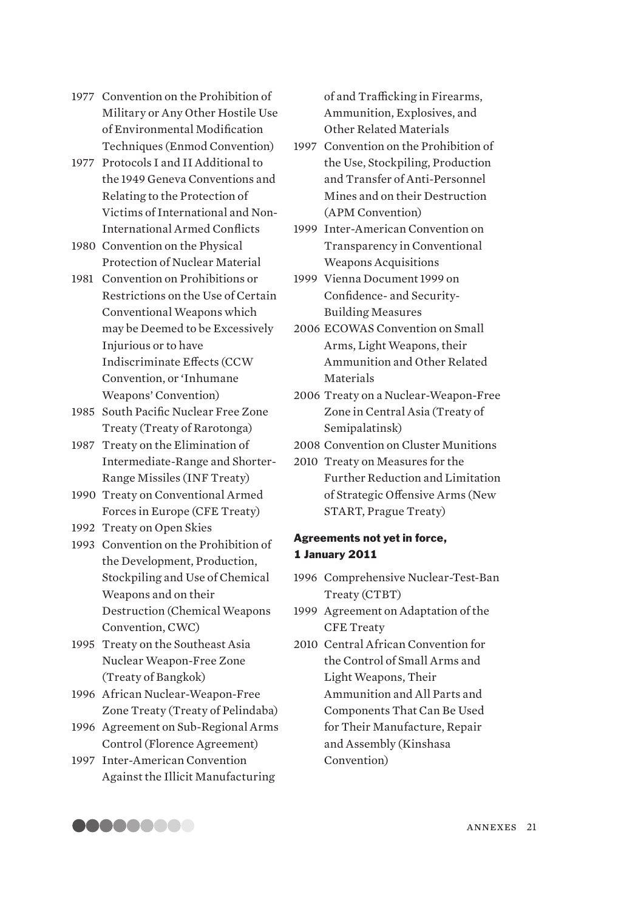1977 Convention on the Prohibition of Military or Any Other Hostile Use of Environmental Modification Techniques (Enmod Convention)

1977 Protocols I and II Additional to the 1949 Geneva Conventions and Relating to the Protection of Victims of International and Non-International Armed Conflicts

1980 Convention on the Physical Protection of Nuclear Material

1981 Convention on Prohibitions or Restrictions on the Use of Certain Conventional Weapons which may be Deemed to be Excessively Injurious or to have Indiscriminate Effects (CCW Convention, or 'Inhumane Weapons' Convention)

1985 South Pacific Nuclear Free Zone Treaty (Treaty of Rarotonga)

1987 Treaty on the Elimination of Intermediate-Range and Shorter-Range Missiles (INF Treaty)

1990 Treaty on Conventional Armed Forces in Europe (CFE Treaty)

1992 Treaty on Open Skies

1993 Convention on the Prohibition of the Development, Production, Stockpiling and Use of Chemical Weapons and on their Destruction (Chemical Weapons Convention, CWC)

1995 Treaty on the Southeast Asia Nuclear Weapon-Free Zone (Treaty of Bangkok)

1996 African Nuclear-Weapon-Free Zone Treaty (Treaty of Pelindaba)

1996 Agreement on Sub-Regional Arms Control (Florence Agreement)

1997 Inter-American Convention Against the Illicit Manufacturing of and Trafficking in Firearms, Ammunition, Explosives, and Other Related Materials

1997 Convention on the Prohibition of the Use, Stockpiling, Production and Transfer of Anti-Personnel Mines and on their Destruction (APM Convention)

1999 Inter-American Convention on Transparency in Conventional Weapons Acquisitions

1999 Vienna Document 1999 on Confidence- and Security-Building Measures

2006 ECOWAS Convention on Small Arms, Light Weapons, their Ammunition and Other Related Materials

2006 Treaty on a Nuclear-Weapon-Free Zone in Central Asia (Treaty of Semipalatinsk)

2008 Convention on Cluster Munitions

2010 Treaty on Measures for the Further Reduction and Limitation of Strategic Offensive Arms (New START, Prague Treaty)

**Agreements not yet in force, 1 January 2011**

1996 Comprehensive Nuclear-Test-Ban Treaty (CTBT)

1999 Agreement on Adaptation of the CFE Treaty

2010 Central African Convention for the Control of Small Arms and Light Weapons, Their Ammunition and All Parts and Components That Can Be Used for Their Manufacture, Repair and Assembly (Kinshasa Convention)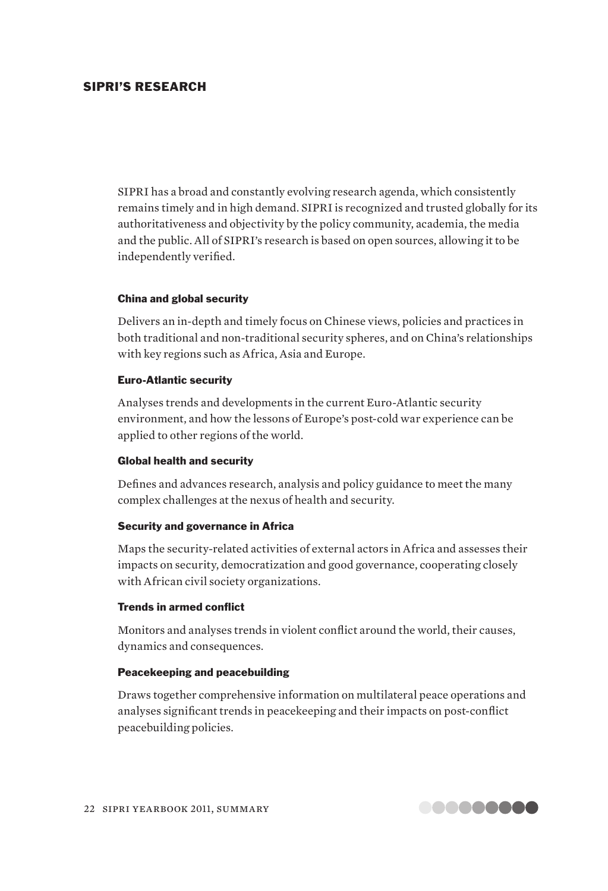## SIPRI'S RESEARCH

SIPRI has a broad and constantly evolving research agenda, which consistently remains timely and in high demand. SIPRI is recognized and trusted globally for its authoritativeness and objectivity by the policy community, academia, the media and the public. All of SIPRI's research is based on open sources, allowing it to be independently verified.

### China and global security

Delivers an in-depth and timely focus on Chinese views, policies and practices in both traditional and non-traditional security spheres, and on China's relationships with key regions such as Africa, Asia and Europe.

### Euro-Atlantic security

Analyses trends and developments in the current Euro-Atlantic security environment, and how the lessons of Europe's post-cold war experience can be applied to other regions of the world.

### Global health and security

Defines and advances research, analysis and policy guidance to meet the many complex challenges at the nexus of health and security.

### Security and governance in Africa

Maps the security-related activities of external actors in Africa and assesses their impacts on security, democratization and good governance, cooperating closely with African civil society organizations.

### Trends in armed conflict

Monitors and analyses trends in violent conflict around the world, their causes, dynamics and consequences.

### Peacekeeping and peacebuilding

Draws together comprehensive information on multilateral peace operations and analyses significant trends in peacekeeping and their impacts on post-conflict peacebuilding policies.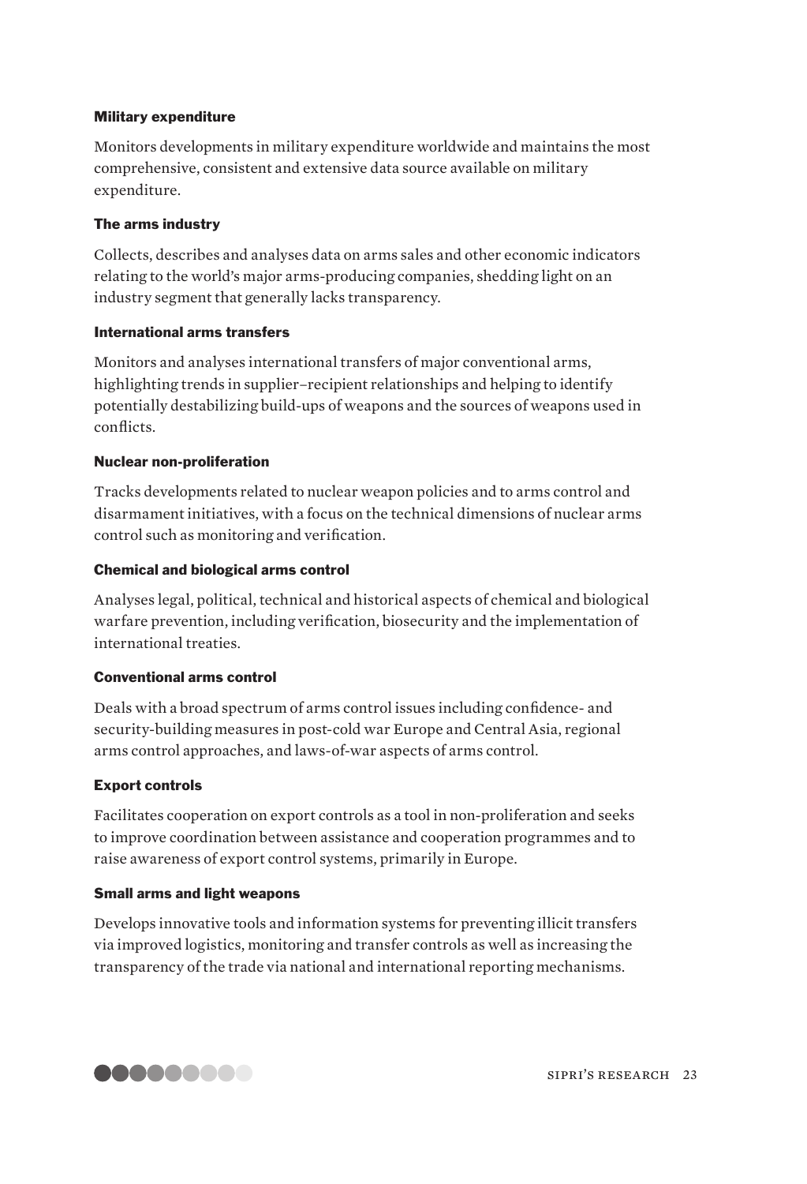#### Military expenditure

Monitors developments in military expenditure worldwide and maintains the most comprehensive, consistent and extensive data source available on military expenditure.

#### The arms industry

Collects, describes and analyses data on arms sales and other economic indicators relating to the world's major arms-producing companies, shedding light on an industry segment that generally lacks transparency.

#### International arms transfers

Monitors and analyses international transfers of major conventional arms, highlighting trends in supplier–recipient relationships and helping to identify potentially destabilizing build-ups of weapons and the sources of weapons used in conflicts.

#### Nuclear non-proliferation

Tracks developments related to nuclear weapon policies and to arms control and disarmament initiatives, with a focus on the technical dimensions of nuclear arms control such as monitoring and verification.

#### Chemical and biological arms control

Analyses legal, political, technical and historical aspects of chemical and biological warfare prevention, including verification, biosecurity and the implementation of international treaties.

#### Conventional arms control

Deals with a broad spectrum of arms control issues including confidence- and security-building measures in post-cold war Europe and Central Asia, regional arms control approaches, and laws-of-war aspects of arms control.

#### Export controls

Facilitates cooperation on export controls as a tool in non-proliferation and seeks to improve coordination between assistance and cooperation programmes and to raise awareness of export control systems, primarily in Europe.

#### Small arms and light weapons

Develops innovative tools and information systems for preventing illicit transfers via improved logistics, monitoring and transfer controls as well as increasing the transparency of the trade via national and international reporting mechanisms.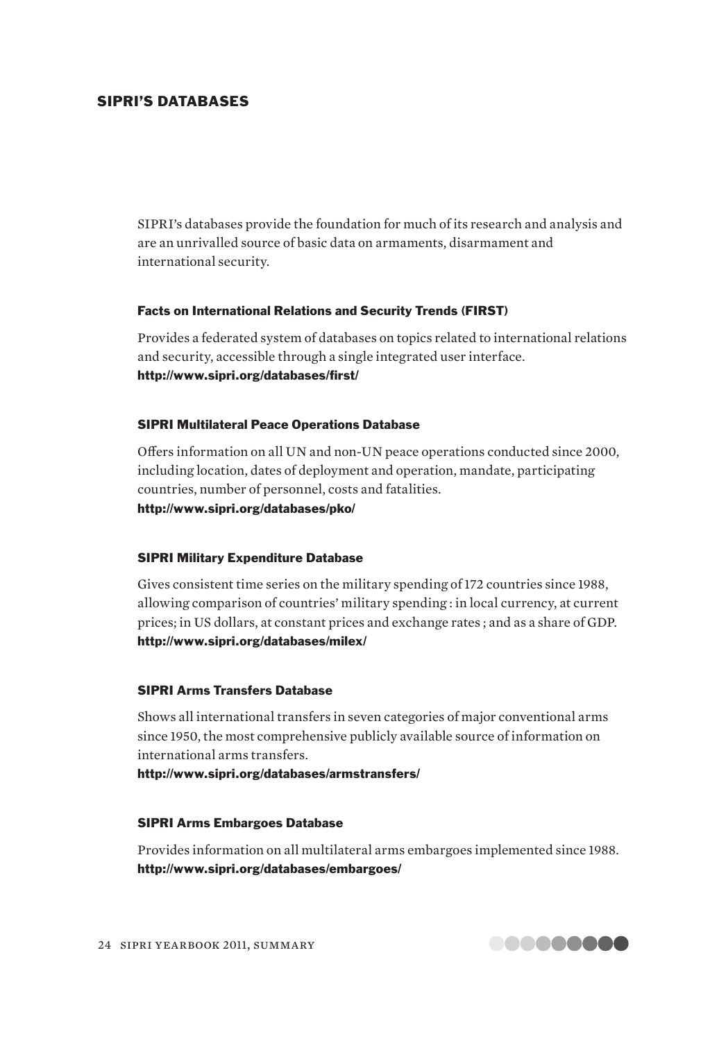## SIPRI'S DATABASES

SIPRI's databases provide the foundation for much of its research and analysis and are an unrivalled source of basic data on armaments, disarmament and international security.

### Facts on International Relations and Security Trends (FIRST)

Provides a federated system of databases on topics related to international relations and security, accessible through a single integrated user interface.
**http://www.sipri.org/databases/first/**

### SIPRI Multilateral Peace Operations Database

Offers information on all UN and non-UN peace operations conducted since 2000, including location, dates of deployment and operation, mandate, participating countries, number of personnel, costs and fatalities.
**http://www.sipri.org/databases/pko/**

### SIPRI Military Expenditure Database

Gives consistent time series on the military spending of 172 countries since 1988, allowing comparison of countries' military spending : in local currency, at current prices; in US dollars, at constant prices and exchange rates ; and as a share of GDP.
**http://www.sipri.org/databases/milex/**

### SIPRI Arms Transfers Database

Shows all international transfers in seven categories of major conventional arms since 1950, the most comprehensive publicly available source of information on international arms transfers.
**http://www.sipri.org/databases/armstransfers/**

### SIPRI Arms Embargoes Database

Provides information on all multilateral arms embargoes implemented since 1988.
**http://www.sipri.org/databases/embargoes/**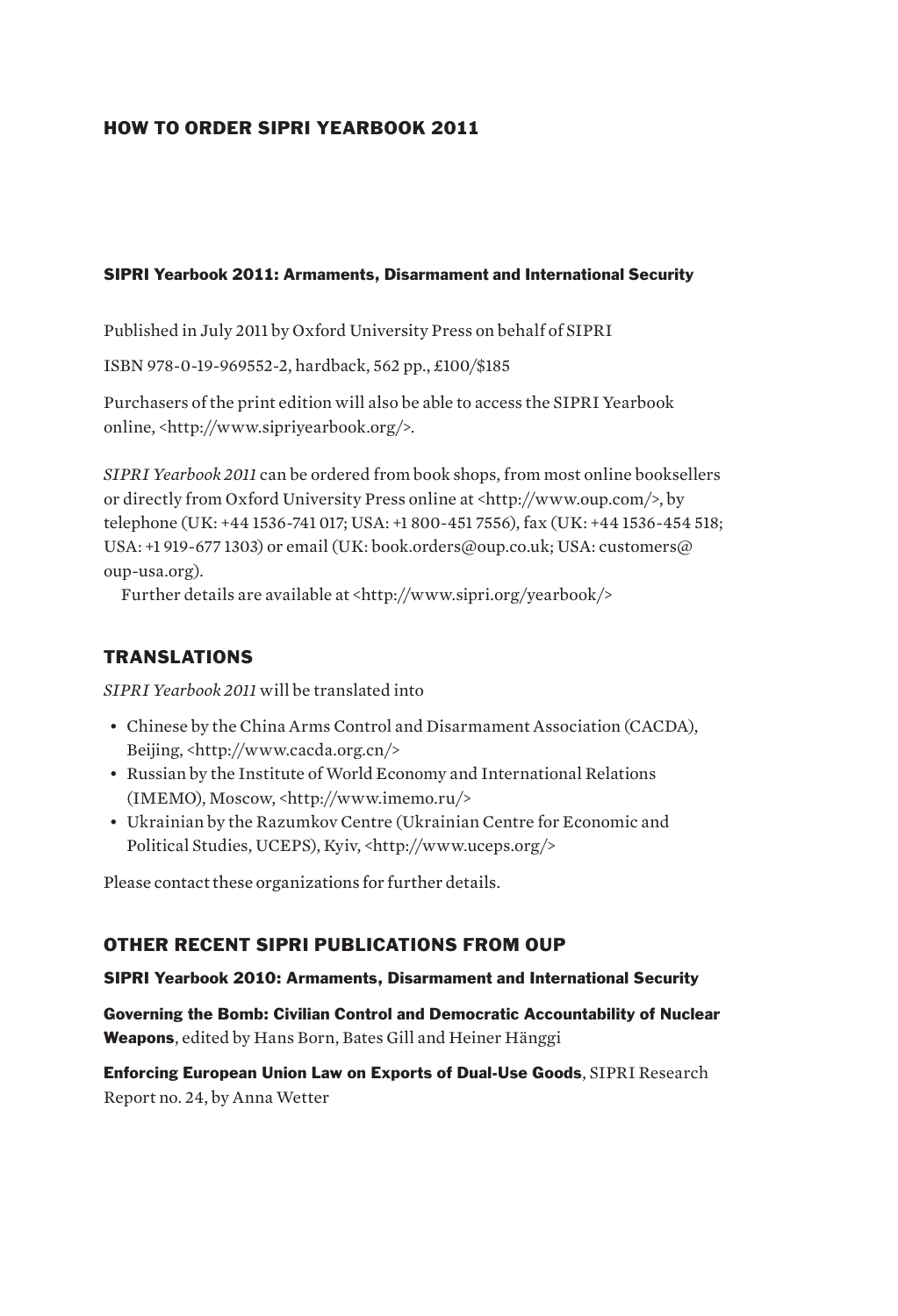## HOW TO ORDER SIPRI YEARBOOK 2011

**SIPRI Yearbook 2011: Armaments, Disarmament and International Security**

Published in July 2011 by Oxford University Press on behalf of SIPRI

ISBN 978-0-19-969552-2, hardback, 562 pp., £100/$185

Purchasers of the print edition will also be able to access the SIPRI Yearbook online, <http://www.sipriyearbook.org/>.

*SIPRI Yearbook 2011* can be ordered from book shops, from most online booksellers or directly from Oxford University Press online at <http://www.oup.com/>, by telephone (UK: +44 1536-741 017; USA: +1 800-451 7556), fax (UK: +44 1536-454 518; USA: +1 919-677 1303) or email (UK: book.orders@oup.co.uk; USA: customers@oup-usa.org).

Further details are available at <http://www.sipri.org/yearbook/>

## TRANSLATIONS

*SIPRI Yearbook 2011* will be translated into

- Chinese by the China Arms Control and Disarmament Association (CACDA), Beijing, <http://www.cacda.org.cn/>
- Russian by the Institute of World Economy and International Relations (IMEMO), Moscow, <http://www.imemo.ru/>
- Ukrainian by the Razumkov Centre (Ukrainian Centre for Economic and Political Studies, UCEPS), Kyiv, <http://www.uceps.org/>

Please contact these organizations for further details.

## OTHER RECENT SIPRI PUBLICATIONS FROM OUP

**SIPRI Yearbook 2010: Armaments, Disarmament and International Security**

**Governing the Bomb: Civilian Control and Democratic Accountability of Nuclear Weapons**, edited by Hans Born, Bates Gill and Heiner Hänggi

**Enforcing European Union Law on Exports of Dual-Use Goods**, SIPRI Research Report no. 24, by Anna Wetter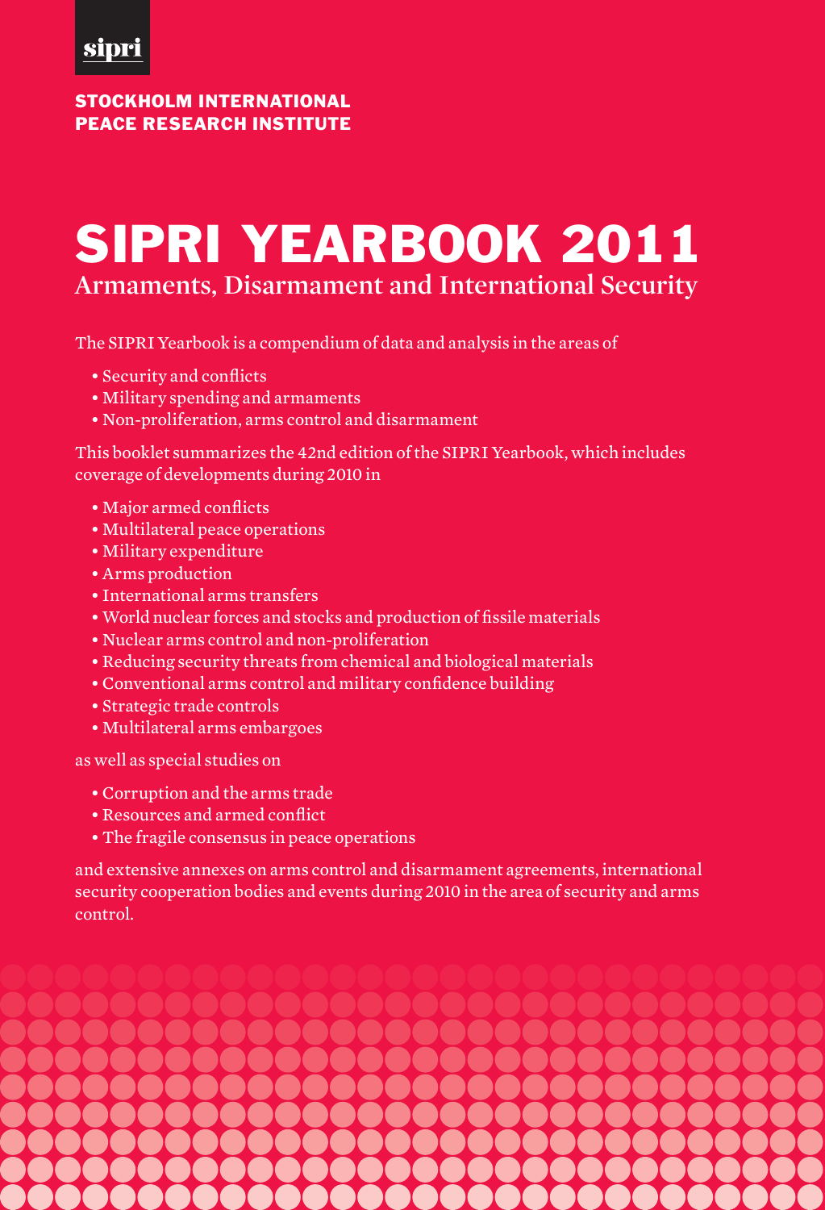sipri

**STOCKHOLM INTERNATIONAL PEACE RESEARCH INSTITUTE**

# SIPRI YEARBOOK 2011

## Armaments, Disarmament and International Security

The SIPRI Yearbook is a compendium of data and analysis in the areas of

- Security and conflicts
- Military spending and armaments
- Non-proliferation, arms control and disarmament

This booklet summarizes the 42nd edition of the SIPRI Yearbook, which includes coverage of developments during 2010 in

- Major armed conflicts
- Multilateral peace operations
- Military expenditure
- Arms production
- International arms transfers
- World nuclear forces and stocks and production of fissile materials
- Nuclear arms control and non-proliferation
- Reducing security threats from chemical and biological materials
- Conventional arms control and military confidence building
- Strategic trade controls
- Multilateral arms embargoes

as well as special studies on

- Corruption and the arms trade
- Resources and armed conflict
- The fragile consensus in peace operations

and extensive annexes on arms control and disarmament agreements, international security cooperation bodies and events during 2010 in the area of security and arms control.